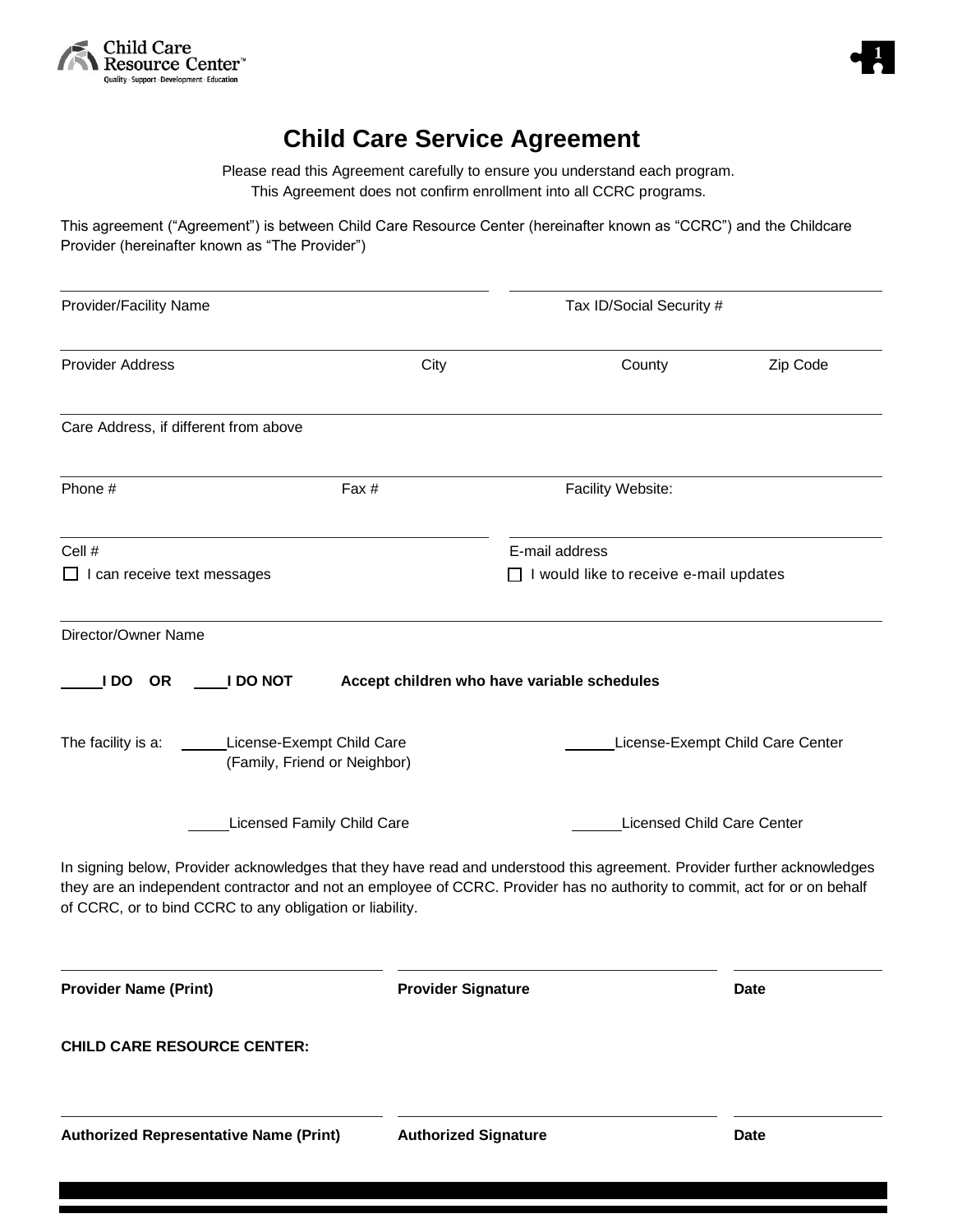Child Care Resource Center™
Quality · Support · Development · Education

# Child Care Service Agreement

Please read this Agreement carefully to ensure you understand each program.
This Agreement does not confirm enrollment into all CCRC programs.

This agreement ("Agreement") is between Child Care Resource Center (hereinafter known as "CCRC") and the Childcare Provider (hereinafter known as "The Provider")

Provider/Facility Name ______________________ Tax ID/Social Security # ______________________

Provider Address ______________________ City ______________________ County ______________________ Zip Code ______________________

Care Address, if different from above ______________________

Phone # ______________________ Fax # ______________________ Facility Website: ______________________

Cell # ______________________ E-mail address ______________________

☐ I can receive text messages

☐ I would like to receive e-mail updates

Director/Owner Name ______________________

_____ **I DO OR** _____ **I DO NOT** **Accept children who have variable schedules**

The facility is a:

_____ License-Exempt Child Care (Family, Friend or Neighbor)

_____ License-Exempt Child Care Center

_____ Licensed Family Child Care

_____ Licensed Child Care Center

In signing below, Provider acknowledges that they have read and understood this agreement. Provider further acknowledges they are an independent contractor and not an employee of CCRC. Provider has no authority to commit, act for or on behalf of CCRC, or to bind CCRC to any obligation or liability.

______________________ ______________________ ______________________
**Provider Name (Print)** **Provider Signature** **Date**

**CHILD CARE RESOURCE CENTER:**

______________________ ______________________ ______________________
**Authorized Representative Name (Print)** **Authorized Signature** **Date**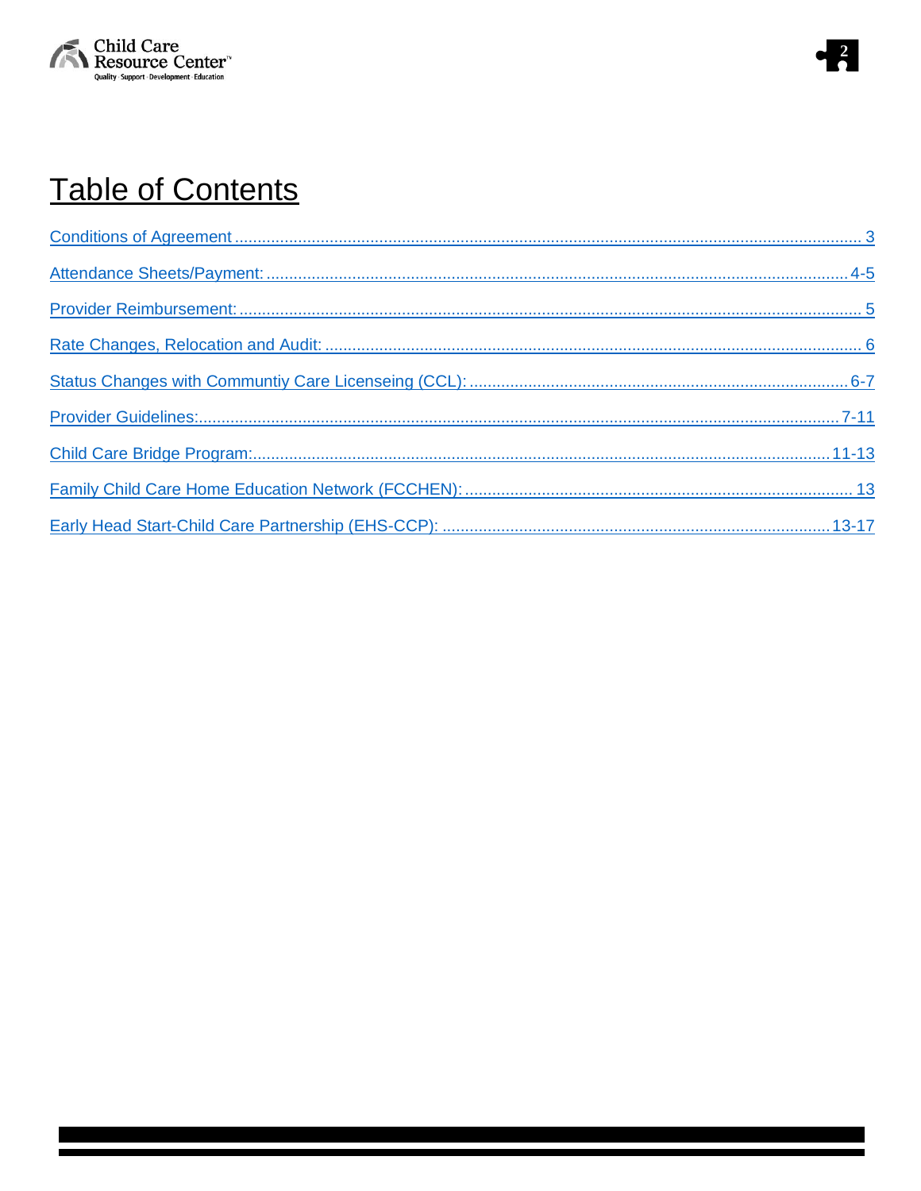# Table of Contents

Conditions of Agreement .......... 3

Attendance Sheets/Payment: .......... 4-5

Provider Reimbursement: .......... 5

Rate Changes, Relocation and Audit: .......... 6

Status Changes with Communtiy Care Licenseing (CCL): .......... 6-7

Provider Guidelines: .......... 7-11

Child Care Bridge Program: .......... 11-13

Family Child Care Home Education Network (FCCHEN): .......... 13

Early Head Start-Child Care Partnership (EHS-CCP): .......... 13-17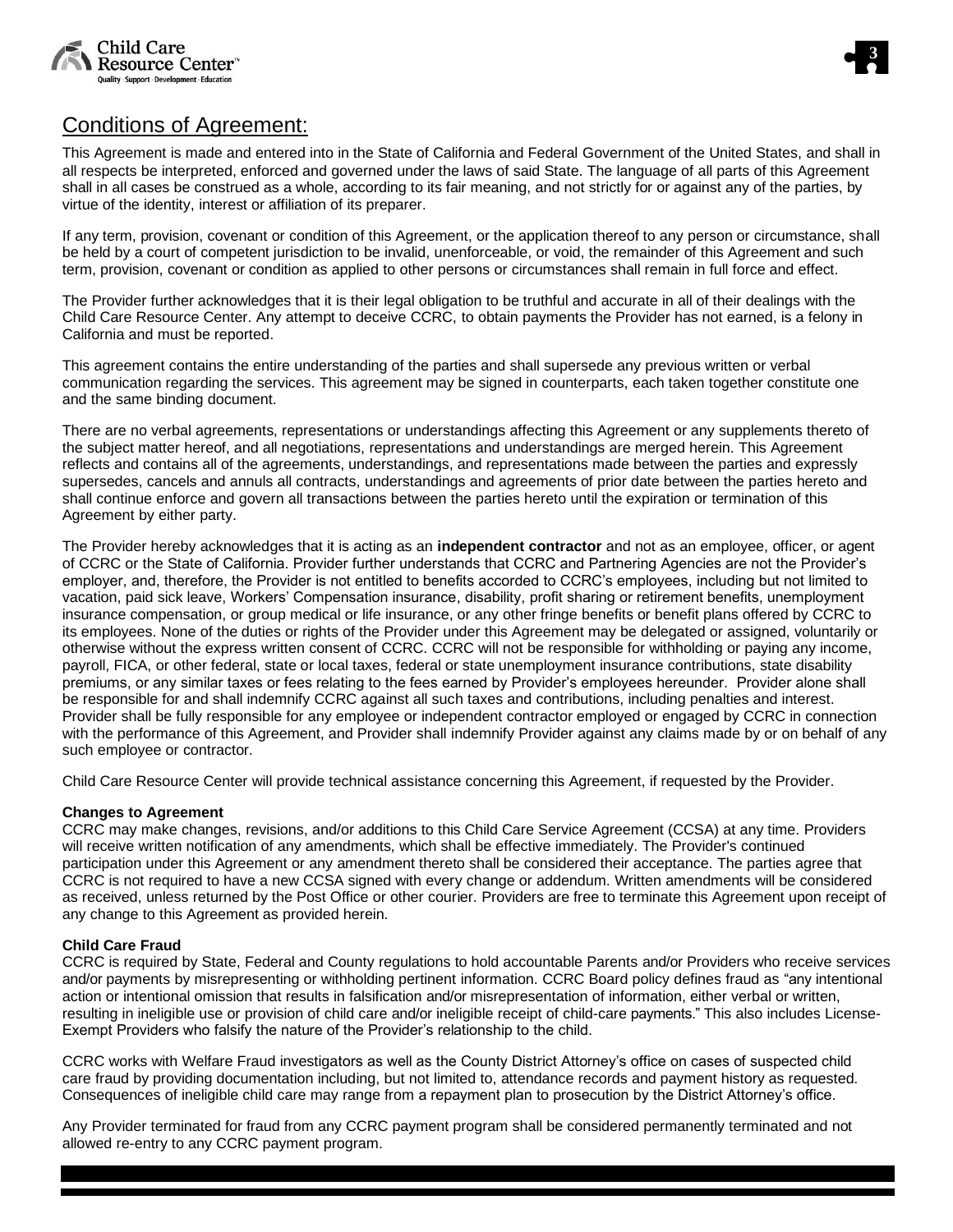## Conditions of Agreement:

This Agreement is made and entered into in the State of California and Federal Government of the United States, and shall in all respects be interpreted, enforced and governed under the laws of said State. The language of all parts of this Agreement shall in all cases be construed as a whole, according to its fair meaning, and not strictly for or against any of the parties, by virtue of the identity, interest or affiliation of its preparer.

If any term, provision, covenant or condition of this Agreement, or the application thereof to any person or circumstance, shall be held by a court of competent jurisdiction to be invalid, unenforceable, or void, the remainder of this Agreement and such term, provision, covenant or condition as applied to other persons or circumstances shall remain in full force and effect.

The Provider further acknowledges that it is their legal obligation to be truthful and accurate in all of their dealings with the Child Care Resource Center. Any attempt to deceive CCRC, to obtain payments the Provider has not earned, is a felony in California and must be reported.

This agreement contains the entire understanding of the parties and shall supersede any previous written or verbal communication regarding the services. This agreement may be signed in counterparts, each taken together constitute one and the same binding document.

There are no verbal agreements, representations or understandings affecting this Agreement or any supplements thereto of the subject matter hereof, and all negotiations, representations and understandings are merged herein. This Agreement reflects and contains all of the agreements, understandings, and representations made between the parties and expressly supersedes, cancels and annuls all contracts, understandings and agreements of prior date between the parties hereto and shall continue enforce and govern all transactions between the parties hereto until the expiration or termination of this Agreement by either party.

The Provider hereby acknowledges that it is acting as an **independent contractor** and not as an employee, officer, or agent of CCRC or the State of California. Provider further understands that CCRC and Partnering Agencies are not the Provider's employer, and, therefore, the Provider is not entitled to benefits accorded to CCRC's employees, including but not limited to vacation, paid sick leave, Workers' Compensation insurance, disability, profit sharing or retirement benefits, unemployment insurance compensation, or group medical or life insurance, or any other fringe benefits or benefit plans offered by CCRC to its employees. None of the duties or rights of the Provider under this Agreement may be delegated or assigned, voluntarily or otherwise without the express written consent of CCRC. CCRC will not be responsible for withholding or paying any income, payroll, FICA, or other federal, state or local taxes, federal or state unemployment insurance contributions, state disability premiums, or any similar taxes or fees relating to the fees earned by Provider's employees hereunder. Provider alone shall be responsible for and shall indemnify CCRC against all such taxes and contributions, including penalties and interest. Provider shall be fully responsible for any employee or independent contractor employed or engaged by CCRC in connection with the performance of this Agreement, and Provider shall indemnify Provider against any claims made by or on behalf of any such employee or contractor.

Child Care Resource Center will provide technical assistance concerning this Agreement, if requested by the Provider.

**Changes to Agreement**

CCRC may make changes, revisions, and/or additions to this Child Care Service Agreement (CCSA) at any time. Providers will receive written notification of any amendments, which shall be effective immediately. The Provider's continued participation under this Agreement or any amendment thereto shall be considered their acceptance. The parties agree that CCRC is not required to have a new CCSA signed with every change or addendum. Written amendments will be considered as received, unless returned by the Post Office or other courier. Providers are free to terminate this Agreement upon receipt of any change to this Agreement as provided herein.

**Child Care Fraud**

CCRC is required by State, Federal and County regulations to hold accountable Parents and/or Providers who receive services and/or payments by misrepresenting or withholding pertinent information. CCRC Board policy defines fraud as "any intentional action or intentional omission that results in falsification and/or misrepresentation of information, either verbal or written, resulting in ineligible use or provision of child care and/or ineligible receipt of child-care payments." This also includes License-Exempt Providers who falsify the nature of the Provider's relationship to the child.

CCRC works with Welfare Fraud investigators as well as the County District Attorney's office on cases of suspected child care fraud by providing documentation including, but not limited to, attendance records and payment history as requested. Consequences of ineligible child care may range from a repayment plan to prosecution by the District Attorney's office.

Any Provider terminated for fraud from any CCRC payment program shall be considered permanently terminated and not allowed re-entry to any CCRC payment program.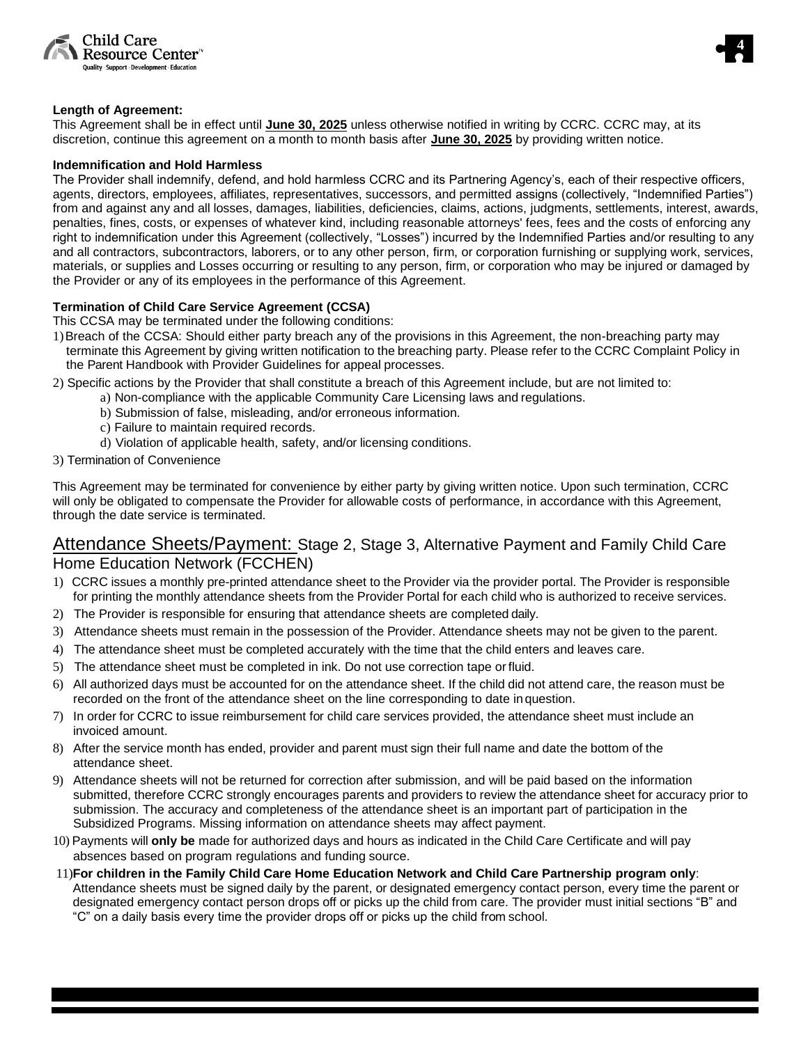**Length of Agreement:**

This Agreement shall be in effect until **June 30, 2025** unless otherwise notified in writing by CCRC. CCRC may, at its discretion, continue this agreement on a month to month basis after **June 30, 2025** by providing written notice.

**Indemnification and Hold Harmless**

The Provider shall indemnify, defend, and hold harmless CCRC and its Partnering Agency's, each of their respective officers, agents, directors, employees, affiliates, representatives, successors, and permitted assigns (collectively, "Indemnified Parties") from and against any and all losses, damages, liabilities, deficiencies, claims, actions, judgments, settlements, interest, awards, penalties, fines, costs, or expenses of whatever kind, including reasonable attorneys' fees, fees and the costs of enforcing any right to indemnification under this Agreement (collectively, "Losses") incurred by the Indemnified Parties and/or resulting to any and all contractors, subcontractors, laborers, or to any other person, firm, or corporation furnishing or supplying work, services, materials, or supplies and Losses occurring or resulting to any person, firm, or corporation who may be injured or damaged by the Provider or any of its employees in the performance of this Agreement.

**Termination of Child Care Service Agreement (CCSA)**

This CCSA may be terminated under the following conditions:

1) Breach of the CCSA: Should either party breach any of the provisions in this Agreement, the non-breaching party may terminate this Agreement by giving written notification to the breaching party. Please refer to the CCRC Complaint Policy in the Parent Handbook with Provider Guidelines for appeal processes.
2) Specific actions by the Provider that shall constitute a breach of this Agreement include, but are not limited to:
   a) Non-compliance with the applicable Community Care Licensing laws and regulations.
   b) Submission of false, misleading, and/or erroneous information.
   c) Failure to maintain required records.
   d) Violation of applicable health, safety, and/or licensing conditions.
3) Termination of Convenience

This Agreement may be terminated for convenience by either party by giving written notice. Upon such termination, CCRC will only be obligated to compensate the Provider for allowable costs of performance, in accordance with this Agreement, through the date service is terminated.

## Attendance Sheets/Payment: Stage 2, Stage 3, Alternative Payment and Family Child Care Home Education Network (FCCHEN)

1) CCRC issues a monthly pre-printed attendance sheet to the Provider via the provider portal. The Provider is responsible for printing the monthly attendance sheets from the Provider Portal for each child who is authorized to receive services.
2) The Provider is responsible for ensuring that attendance sheets are completed daily.
3) Attendance sheets must remain in the possession of the Provider. Attendance sheets may not be given to the parent.
4) The attendance sheet must be completed accurately with the time that the child enters and leaves care.
5) The attendance sheet must be completed in ink. Do not use correction tape or fluid.
6) All authorized days must be accounted for on the attendance sheet. If the child did not attend care, the reason must be recorded on the front of the attendance sheet on the line corresponding to date in question.
7) In order for CCRC to issue reimbursement for child care services provided, the attendance sheet must include an invoiced amount.
8) After the service month has ended, provider and parent must sign their full name and date the bottom of the attendance sheet.
9) Attendance sheets will not be returned for correction after submission, and will be paid based on the information submitted, therefore CCRC strongly encourages parents and providers to review the attendance sheet for accuracy prior to submission. The accuracy and completeness of the attendance sheet is an important part of participation in the Subsidized Programs. Missing information on attendance sheets may affect payment.
10) Payments will **only be** made for authorized days and hours as indicated in the Child Care Certificate and will pay absences based on program regulations and funding source.
11) **For children in the Family Child Care Home Education Network and Child Care Partnership program only**: Attendance sheets must be signed daily by the parent, or designated emergency contact person, every time the parent or designated emergency contact person drops off or picks up the child from care. The provider must initial sections "B" and "C" on a daily basis every time the provider drops off or picks up the child from school.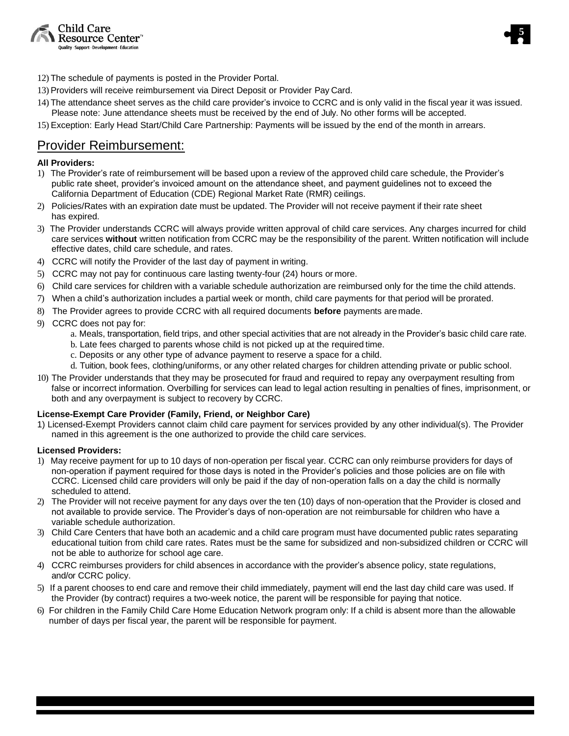12) The schedule of payments is posted in the Provider Portal.
13) Providers will receive reimbursement via Direct Deposit or Provider Pay Card.
14) The attendance sheet serves as the child care provider's invoice to CCRC and is only valid in the fiscal year it was issued. Please note: June attendance sheets must be received by the end of July. No other forms will be accepted.
15) Exception: Early Head Start/Child Care Partnership: Payments will be issued by the end of the month in arrears.

## Provider Reimbursement:

**All Providers:**

1) The Provider's rate of reimbursement will be based upon a review of the approved child care schedule, the Provider's public rate sheet, provider's invoiced amount on the attendance sheet, and payment guidelines not to exceed the California Department of Education (CDE) Regional Market Rate (RMR) ceilings.
2) Policies/Rates with an expiration date must be updated. The Provider will not receive payment if their rate sheet has expired.
3) The Provider understands CCRC will always provide written approval of child care services. Any charges incurred for child care services **without** written notification from CCRC may be the responsibility of the parent. Written notification will include effective dates, child care schedule, and rates.
4) CCRC will notify the Provider of the last day of payment in writing.
5) CCRC may not pay for continuous care lasting twenty-four (24) hours or more.
6) Child care services for children with a variable schedule authorization are reimbursed only for the time the child attends.
7) When a child's authorization includes a partial week or month, child care payments for that period will be prorated.
8) The Provider agrees to provide CCRC with all required documents **before** payments are made.
9) CCRC does not pay for:
   a. Meals, transportation, field trips, and other special activities that are not already in the Provider's basic child care rate.
   b. Late fees charged to parents whose child is not picked up at the required time.
   c. Deposits or any other type of advance payment to reserve a space for a child.
   d. Tuition, book fees, clothing/uniforms, or any other related charges for children attending private or public school.
10) The Provider understands that they may be prosecuted for fraud and required to repay any overpayment resulting from false or incorrect information. Overbilling for services can lead to legal action resulting in penalties of fines, imprisonment, or both and any overpayment is subject to recovery by CCRC.

**License-Exempt Care Provider (Family, Friend, or Neighbor Care)**

1) Licensed-Exempt Providers cannot claim child care payment for services provided by any other individual(s). The Provider named in this agreement is the one authorized to provide the child care services.

**Licensed Providers:**

1) May receive payment for up to 10 days of non-operation per fiscal year. CCRC can only reimburse providers for days of non-operation if payment required for those days is noted in the Provider's policies and those policies are on file with CCRC. Licensed child care providers will only be paid if the day of non-operation falls on a day the child is normally scheduled to attend.
2) The Provider will not receive payment for any days over the ten (10) days of non-operation that the Provider is closed and not available to provide service. The Provider's days of non-operation are not reimbursable for children who have a variable schedule authorization.
3) Child Care Centers that have both an academic and a child care program must have documented public rates separating educational tuition from child care rates. Rates must be the same for subsidized and non-subsidized children or CCRC will not be able to authorize for school age care.
4) CCRC reimburses providers for child absences in accordance with the provider's absence policy, state regulations, and/or CCRC policy.
5) If a parent chooses to end care and remove their child immediately, payment will end the last day child care was used. If the Provider (by contract) requires a two-week notice, the parent will be responsible for paying that notice.
6) For children in the Family Child Care Home Education Network program only: If a child is absent more than the allowable number of days per fiscal year, the parent will be responsible for payment.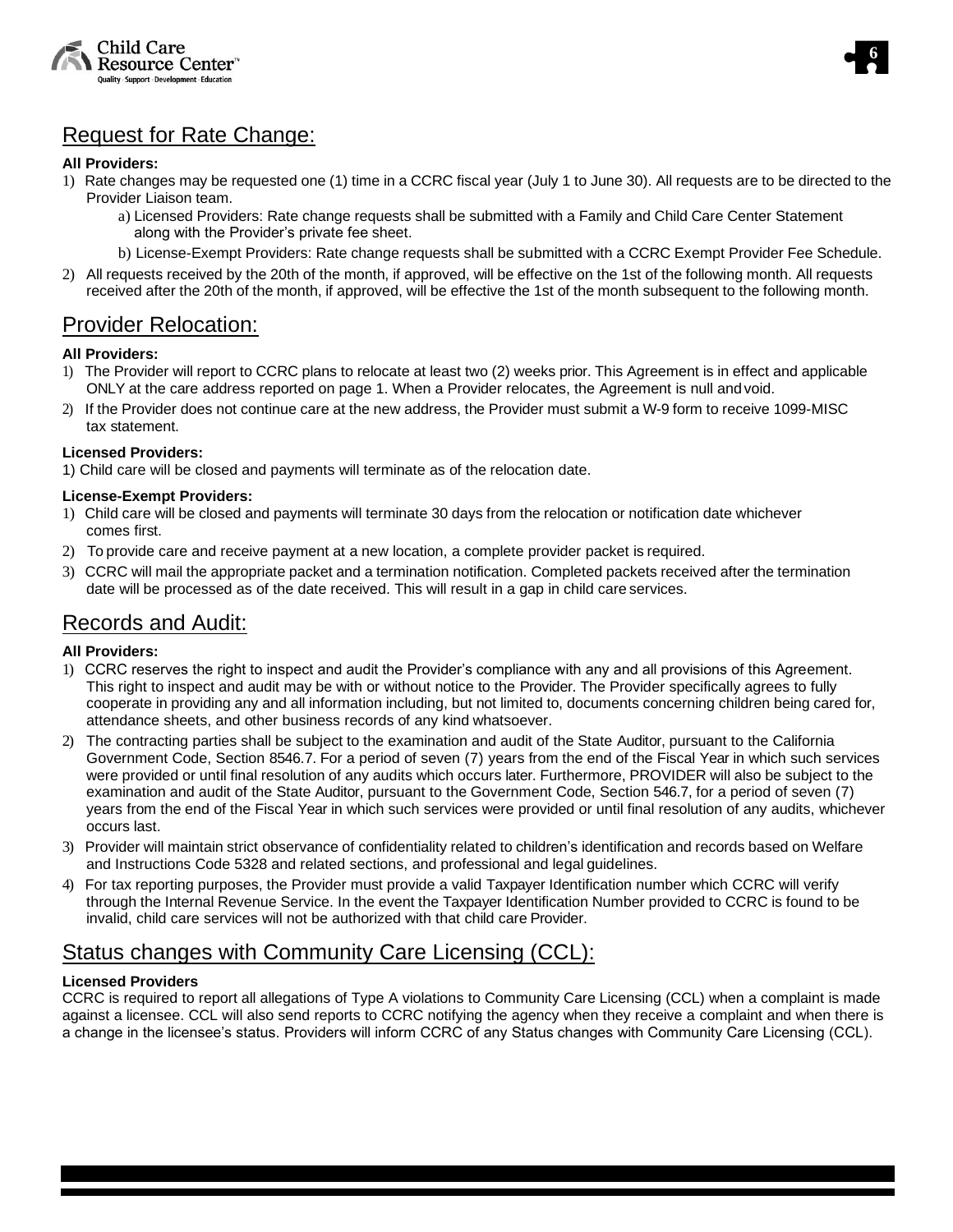## Request for Rate Change:

**All Providers:**

1) Rate changes may be requested one (1) time in a CCRC fiscal year (July 1 to June 30). All requests are to be directed to the Provider Liaison team.
   a) Licensed Providers: Rate change requests shall be submitted with a Family and Child Care Center Statement along with the Provider's private fee sheet.
   b) License-Exempt Providers: Rate change requests shall be submitted with a CCRC Exempt Provider Fee Schedule.
2) All requests received by the 20th of the month, if approved, will be effective on the 1st of the following month. All requests received after the 20th of the month, if approved, will be effective the 1st of the month subsequent to the following month.

## Provider Relocation:

**All Providers:**

1) The Provider will report to CCRC plans to relocate at least two (2) weeks prior. This Agreement is in effect and applicable ONLY at the care address reported on page 1. When a Provider relocates, the Agreement is null and void.
2) If the Provider does not continue care at the new address, the Provider must submit a W-9 form to receive 1099-MISC tax statement.

**Licensed Providers:**

1) Child care will be closed and payments will terminate as of the relocation date.

**License-Exempt Providers:**

1) Child care will be closed and payments will terminate 30 days from the relocation or notification date whichever comes first.
2) To provide care and receive payment at a new location, a complete provider packet is required.
3) CCRC will mail the appropriate packet and a termination notification. Completed packets received after the termination date will be processed as of the date received. This will result in a gap in child care services.

## Records and Audit:

**All Providers:**

1) CCRC reserves the right to inspect and audit the Provider's compliance with any and all provisions of this Agreement. This right to inspect and audit may be with or without notice to the Provider. The Provider specifically agrees to fully cooperate in providing any and all information including, but not limited to, documents concerning children being cared for, attendance sheets, and other business records of any kind whatsoever.
2) The contracting parties shall be subject to the examination and audit of the State Auditor, pursuant to the California Government Code, Section 8546.7. For a period of seven (7) years from the end of the Fiscal Year in which such services were provided or until final resolution of any audits which occurs later. Furthermore, PROVIDER will also be subject to the examination and audit of the State Auditor, pursuant to the Government Code, Section 546.7, for a period of seven (7) years from the end of the Fiscal Year in which such services were provided or until final resolution of any audits, whichever occurs last.
3) Provider will maintain strict observance of confidentiality related to children's identification and records based on Welfare and Instructions Code 5328 and related sections, and professional and legal guidelines.
4) For tax reporting purposes, the Provider must provide a valid Taxpayer Identification number which CCRC will verify through the Internal Revenue Service. In the event the Taxpayer Identification Number provided to CCRC is found to be invalid, child care services will not be authorized with that child care Provider.

## Status changes with Community Care Licensing (CCL):

**Licensed Providers**

CCRC is required to report all allegations of Type A violations to Community Care Licensing (CCL) when a complaint is made against a licensee. CCL will also send reports to CCRC notifying the agency when they receive a complaint and when there is a change in the licensee's status. Providers will inform CCRC of any Status changes with Community Care Licensing (CCL).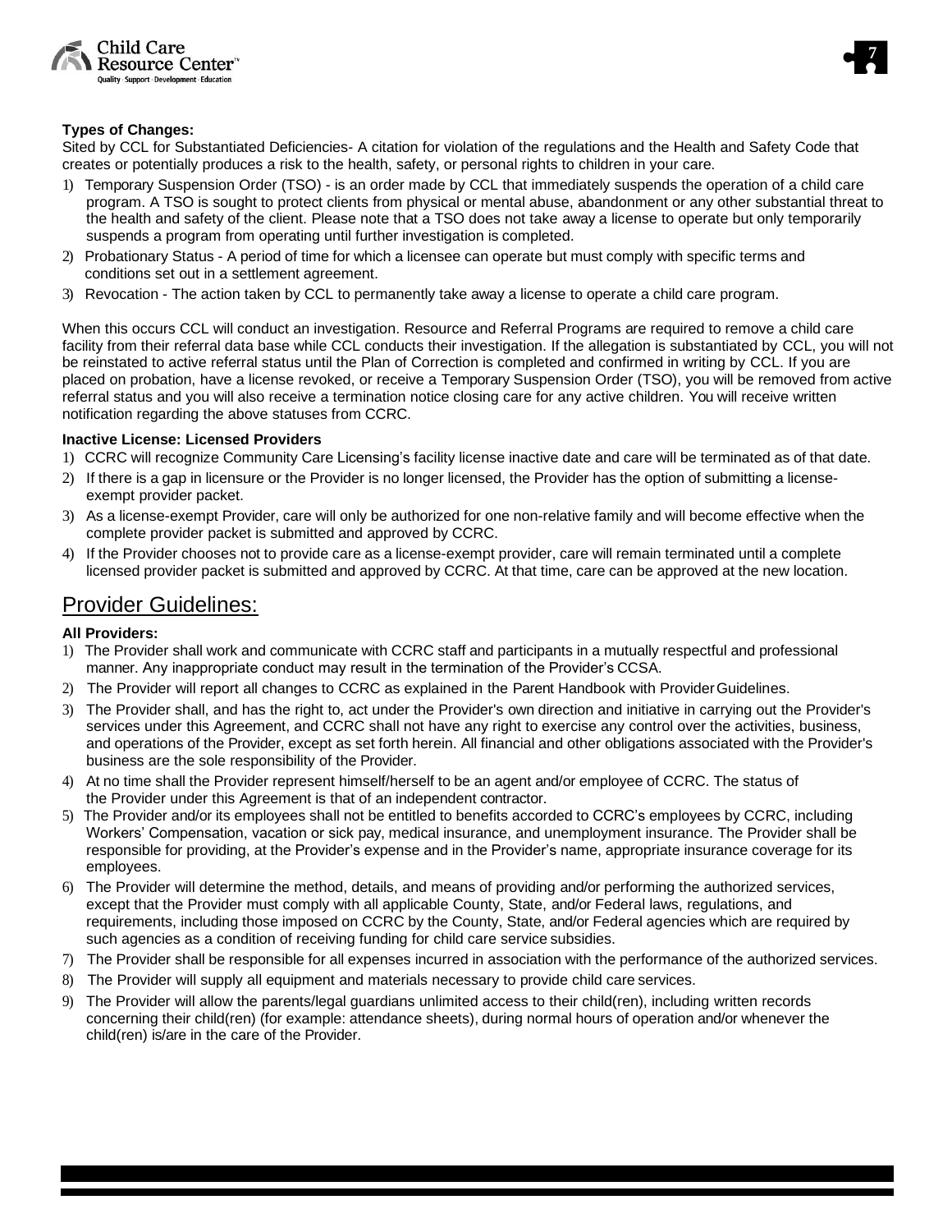**Types of Changes:**

Sited by CCL for Substantiated Deficiencies- A citation for violation of the regulations and the Health and Safety Code that creates or potentially produces a risk to the health, safety, or personal rights to children in your care.

1) Temporary Suspension Order (TSO) - is an order made by CCL that immediately suspends the operation of a child care program. A TSO is sought to protect clients from physical or mental abuse, abandonment or any other substantial threat to the health and safety of the client. Please note that a TSO does not take away a license to operate but only temporarily suspends a program from operating until further investigation is completed.
2) Probationary Status - A period of time for which a licensee can operate but must comply with specific terms and conditions set out in a settlement agreement.
3) Revocation - The action taken by CCL to permanently take away a license to operate a child care program.

When this occurs CCL will conduct an investigation. Resource and Referral Programs are required to remove a child care facility from their referral data base while CCL conducts their investigation. If the allegation is substantiated by CCL, you will not be reinstated to active referral status until the Plan of Correction is completed and confirmed in writing by CCL. If you are placed on probation, have a license revoked, or receive a Temporary Suspension Order (TSO), you will be removed from active referral status and you will also receive a termination notice closing care for any active children. You will receive written notification regarding the above statuses from CCRC.

**Inactive License: Licensed Providers**

1) CCRC will recognize Community Care Licensing's facility license inactive date and care will be terminated as of that date.
2) If there is a gap in licensure or the Provider is no longer licensed, the Provider has the option of submitting a license-exempt provider packet.
3) As a license-exempt Provider, care will only be authorized for one non-relative family and will become effective when the complete provider packet is submitted and approved by CCRC.
4) If the Provider chooses not to provide care as a license-exempt provider, care will remain terminated until a complete licensed provider packet is submitted and approved by CCRC. At that time, care can be approved at the new location.

## Provider Guidelines:

**All Providers:**

1) The Provider shall work and communicate with CCRC staff and participants in a mutually respectful and professional manner. Any inappropriate conduct may result in the termination of the Provider's CCSA.
2) The Provider will report all changes to CCRC as explained in the Parent Handbook with Provider Guidelines.
3) The Provider shall, and has the right to, act under the Provider's own direction and initiative in carrying out the Provider's services under this Agreement, and CCRC shall not have any right to exercise any control over the activities, business, and operations of the Provider, except as set forth herein. All financial and other obligations associated with the Provider's business are the sole responsibility of the Provider.
4) At no time shall the Provider represent himself/herself to be an agent and/or employee of CCRC. The status of the Provider under this Agreement is that of an independent contractor.
5) The Provider and/or its employees shall not be entitled to benefits accorded to CCRC's employees by CCRC, including Workers' Compensation, vacation or sick pay, medical insurance, and unemployment insurance. The Provider shall be responsible for providing, at the Provider's expense and in the Provider's name, appropriate insurance coverage for its employees.
6) The Provider will determine the method, details, and means of providing and/or performing the authorized services, except that the Provider must comply with all applicable County, State, and/or Federal laws, regulations, and requirements, including those imposed on CCRC by the County, State, and/or Federal agencies which are required by such agencies as a condition of receiving funding for child care service subsidies.
7) The Provider shall be responsible for all expenses incurred in association with the performance of the authorized services.
8) The Provider will supply all equipment and materials necessary to provide child care services.
9) The Provider will allow the parents/legal guardians unlimited access to their child(ren), including written records concerning their child(ren) (for example: attendance sheets), during normal hours of operation and/or whenever the child(ren) is/are in the care of the Provider.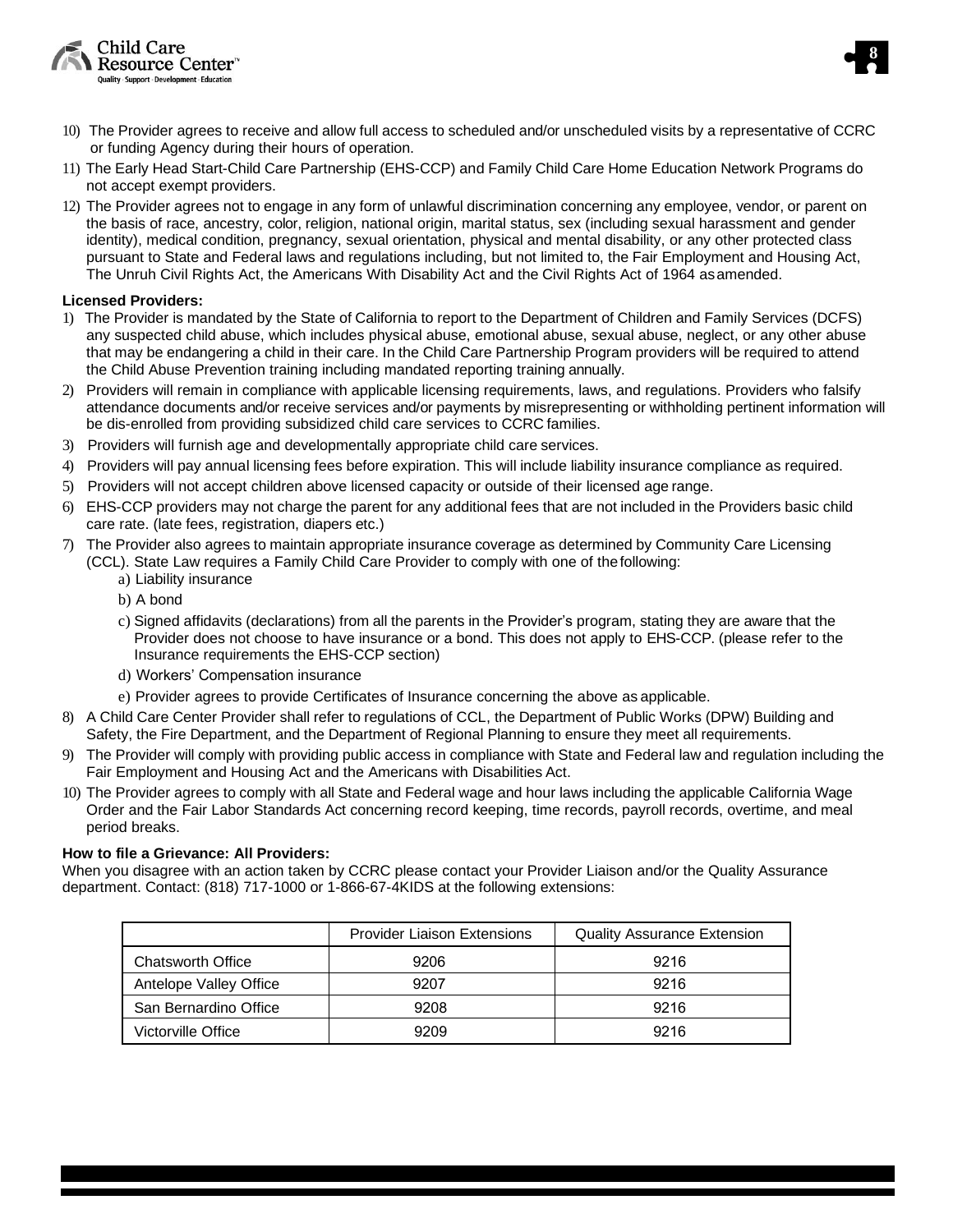10) The Provider agrees to receive and allow full access to scheduled and/or unscheduled visits by a representative of CCRC or funding Agency during their hours of operation.

11) The Early Head Start-Child Care Partnership (EHS-CCP) and Family Child Care Home Education Network Programs do not accept exempt providers.

12) The Provider agrees not to engage in any form of unlawful discrimination concerning any employee, vendor, or parent on the basis of race, ancestry, color, religion, national origin, marital status, sex (including sexual harassment and gender identity), medical condition, pregnancy, sexual orientation, physical and mental disability, or any other protected class pursuant to State and Federal laws and regulations including, but not limited to, the Fair Employment and Housing Act, The Unruh Civil Rights Act, the Americans With Disability Act and the Civil Rights Act of 1964 as amended.

**Licensed Providers:**

1) The Provider is mandated by the State of California to report to the Department of Children and Family Services (DCFS) any suspected child abuse, which includes physical abuse, emotional abuse, sexual abuse, neglect, or any other abuse that may be endangering a child in their care. In the Child Care Partnership Program providers will be required to attend the Child Abuse Prevention training including mandated reporting training annually.

2) Providers will remain in compliance with applicable licensing requirements, laws, and regulations. Providers who falsify attendance documents and/or receive services and/or payments by misrepresenting or withholding pertinent information will be dis-enrolled from providing subsidized child care services to CCRC families.

3) Providers will furnish age and developmentally appropriate child care services.

4) Providers will pay annual licensing fees before expiration. This will include liability insurance compliance as required.

5) Providers will not accept children above licensed capacity or outside of their licensed age range.

6) EHS-CCP providers may not charge the parent for any additional fees that are not included in the Providers basic child care rate. (late fees, registration, diapers etc.)

7) The Provider also agrees to maintain appropriate insurance coverage as determined by Community Care Licensing (CCL). State Law requires a Family Child Care Provider to comply with one of the following:
   a) Liability insurance
   b) A bond
   c) Signed affidavits (declarations) from all the parents in the Provider's program, stating they are aware that the Provider does not choose to have insurance or a bond. This does not apply to EHS-CCP. (please refer to the Insurance requirements the EHS-CCP section)
   d) Workers' Compensation insurance
   e) Provider agrees to provide Certificates of Insurance concerning the above as applicable.

8) A Child Care Center Provider shall refer to regulations of CCL, the Department of Public Works (DPW) Building and Safety, the Fire Department, and the Department of Regional Planning to ensure they meet all requirements.

9) The Provider will comply with providing public access in compliance with State and Federal law and regulation including the Fair Employment and Housing Act and the Americans with Disabilities Act.

10) The Provider agrees to comply with all State and Federal wage and hour laws including the applicable California Wage Order and the Fair Labor Standards Act concerning record keeping, time records, payroll records, overtime, and meal period breaks.

**How to file a Grievance: All Providers:**

When you disagree with an action taken by CCRC please contact your Provider Liaison and/or the Quality Assurance department. Contact: (818) 717-1000 or 1-866-67-4KIDS at the following extensions:

| | Provider Liaison Extensions | Quality Assurance Extension |
|---|---|---|
| Chatsworth Office | 9206 | 9216 |
| Antelope Valley Office | 9207 | 9216 |
| San Bernardino Office | 9208 | 9216 |
| Victorville Office | 9209 | 9216 |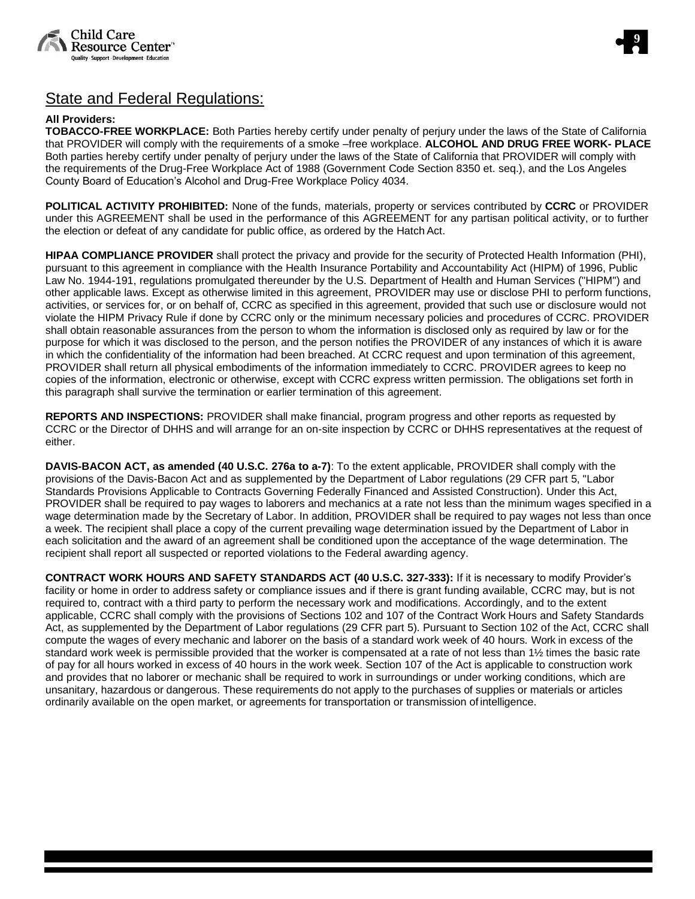## State and Federal Regulations:

**All Providers:**

**TOBACCO-FREE WORKPLACE:** Both Parties hereby certify under penalty of perjury under the laws of the State of California that PROVIDER will comply with the requirements of a smoke –free workplace. **ALCOHOL AND DRUG FREE WORK- PLACE** Both parties hereby certify under penalty of perjury under the laws of the State of California that PROVIDER will comply with the requirements of the Drug-Free Workplace Act of 1988 (Government Code Section 8350 et. seq.), and the Los Angeles County Board of Education's Alcohol and Drug-Free Workplace Policy 4034.

**POLITICAL ACTIVITY PROHIBITED:** None of the funds, materials, property or services contributed by **CCRC** or PROVIDER under this AGREEMENT shall be used in the performance of this AGREEMENT for any partisan political activity, or to further the election or defeat of any candidate for public office, as ordered by the Hatch Act.

**HIPAA COMPLIANCE PROVIDER** shall protect the privacy and provide for the security of Protected Health Information (PHI), pursuant to this agreement in compliance with the Health Insurance Portability and Accountability Act (HIPM) of 1996, Public Law No. 1944-191, regulations promulgated thereunder by the U.S. Department of Health and Human Services ("HIPM") and other applicable laws. Except as otherwise limited in this agreement, PROVIDER may use or disclose PHI to perform functions, activities, or services for, or on behalf of, CCRC as specified in this agreement, provided that such use or disclosure would not violate the HIPM Privacy Rule if done by CCRC only or the minimum necessary policies and procedures of CCRC. PROVIDER shall obtain reasonable assurances from the person to whom the information is disclosed only as required by law or for the purpose for which it was disclosed to the person, and the person notifies the PROVIDER of any instances of which it is aware in which the confidentiality of the information had been breached. At CCRC request and upon termination of this agreement, PROVIDER shall return all physical embodiments of the information immediately to CCRC. PROVIDER agrees to keep no copies of the information, electronic or otherwise, except with CCRC express written permission. The obligations set forth in this paragraph shall survive the termination or earlier termination of this agreement.

**REPORTS AND INSPECTIONS:** PROVIDER shall make financial, program progress and other reports as requested by CCRC or the Director of DHHS and will arrange for an on-site inspection by CCRC or DHHS representatives at the request of either.

**DAVIS-BACON ACT, as amended (40 U.S.C. 276a to a-7)**: To the extent applicable, PROVIDER shall comply with the provisions of the Davis-Bacon Act and as supplemented by the Department of Labor regulations (29 CFR part 5, "Labor Standards Provisions Applicable to Contracts Governing Federally Financed and Assisted Construction). Under this Act, PROVIDER shall be required to pay wages to laborers and mechanics at a rate not less than the minimum wages specified in a wage determination made by the Secretary of Labor. In addition, PROVIDER shall be required to pay wages not less than once a week. The recipient shall place a copy of the current prevailing wage determination issued by the Department of Labor in each solicitation and the award of an agreement shall be conditioned upon the acceptance of the wage determination. The recipient shall report all suspected or reported violations to the Federal awarding agency.

**CONTRACT WORK HOURS AND SAFETY STANDARDS ACT (40 U.S.C. 327-333):** If it is necessary to modify Provider's facility or home in order to address safety or compliance issues and if there is grant funding available, CCRC may, but is not required to, contract with a third party to perform the necessary work and modifications. Accordingly, and to the extent applicable, CCRC shall comply with the provisions of Sections 102 and 107 of the Contract Work Hours and Safety Standards Act, as supplemented by the Department of Labor regulations (29 CFR part 5). Pursuant to Section 102 of the Act, CCRC shall compute the wages of every mechanic and laborer on the basis of a standard work week of 40 hours. Work in excess of the standard work week is permissible provided that the worker is compensated at a rate of not less than 1½ times the basic rate of pay for all hours worked in excess of 40 hours in the work week. Section 107 of the Act is applicable to construction work and provides that no laborer or mechanic shall be required to work in surroundings or under working conditions, which are unsanitary, hazardous or dangerous. These requirements do not apply to the purchases of supplies or materials or articles ordinarily available on the open market, or agreements for transportation or transmission of intelligence.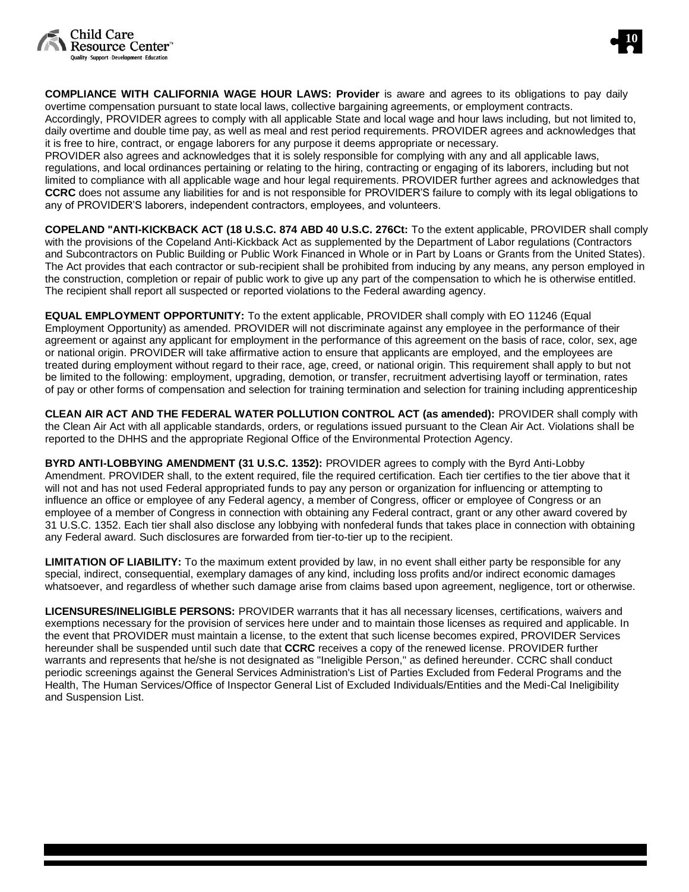**COMPLIANCE WITH CALIFORNIA WAGE HOUR LAWS: Provider** is aware and agrees to its obligations to pay daily overtime compensation pursuant to state local laws, collective bargaining agreements, or employment contracts. Accordingly, PROVIDER agrees to comply with all applicable State and local wage and hour laws including, but not limited to, daily overtime and double time pay, as well as meal and rest period requirements. PROVIDER agrees and acknowledges that it is free to hire, contract, or engage laborers for any purpose it deems appropriate or necessary.
PROVIDER also agrees and acknowledges that it is solely responsible for complying with any and all applicable laws, regulations, and local ordinances pertaining or relating to the hiring, contracting or engaging of its laborers, including but not limited to compliance with all applicable wage and hour legal requirements. PROVIDER further agrees and acknowledges that **CCRC** does not assume any liabilities for and is not responsible for PROVIDER'S failure to comply with its legal obligations to any of PROVIDER'S laborers, independent contractors, employees, and volunteers.

**COPELAND "ANTI-KICKBACK ACT (18 U.S.C. 874 ABD 40 U.S.C. 276Ct:** To the extent applicable, PROVIDER shall comply with the provisions of the Copeland Anti-Kickback Act as supplemented by the Department of Labor regulations (Contractors and Subcontractors on Public Building or Public Work Financed in Whole or in Part by Loans or Grants from the United States). The Act provides that each contractor or sub-recipient shall be prohibited from inducing by any means, any person employed in the construction, completion or repair of public work to give up any part of the compensation to which he is otherwise entitled. The recipient shall report all suspected or reported violations to the Federal awarding agency.

**EQUAL EMPLOYMENT OPPORTUNITY:** To the extent applicable, PROVIDER shall comply with EO 11246 (Equal Employment Opportunity) as amended. PROVIDER will not discriminate against any employee in the performance of their agreement or against any applicant for employment in the performance of this agreement on the basis of race, color, sex, age or national origin. PROVIDER will take affirmative action to ensure that applicants are employed, and the employees are treated during employment without regard to their race, age, creed, or national origin. This requirement shall apply to but not be limited to the following: employment, upgrading, demotion, or transfer, recruitment advertising layoff or termination, rates of pay or other forms of compensation and selection for training termination and selection for training including apprenticeship

**CLEAN AIR ACT AND THE FEDERAL WATER POLLUTION CONTROL ACT (as amended):** PROVIDER shall comply with the Clean Air Act with all applicable standards, orders, or regulations issued pursuant to the Clean Air Act. Violations shall be reported to the DHHS and the appropriate Regional Office of the Environmental Protection Agency.

**BYRD ANTI-LOBBYING AMENDMENT (31 U.S.C. 1352):** PROVIDER agrees to comply with the Byrd Anti-Lobby Amendment. PROVIDER shall, to the extent required, file the required certification. Each tier certifies to the tier above that it will not and has not used Federal appropriated funds to pay any person or organization for influencing or attempting to influence an office or employee of any Federal agency, a member of Congress, officer or employee of Congress or an employee of a member of Congress in connection with obtaining any Federal contract, grant or any other award covered by 31 U.S.C. 1352. Each tier shall also disclose any lobbying with nonfederal funds that takes place in connection with obtaining any Federal award. Such disclosures are forwarded from tier-to-tier up to the recipient.

**LIMITATION OF LIABILITY:** To the maximum extent provided by law, in no event shall either party be responsible for any special, indirect, consequential, exemplary damages of any kind, including loss profits and/or indirect economic damages whatsoever, and regardless of whether such damage arise from claims based upon agreement, negligence, tort or otherwise.

**LICENSURES/INELIGIBLE PERSONS:** PROVIDER warrants that it has all necessary licenses, certifications, waivers and exemptions necessary for the provision of services here under and to maintain those licenses as required and applicable. In the event that PROVIDER must maintain a license, to the extent that such license becomes expired, PROVIDER Services hereunder shall be suspended until such date that **CCRC** receives a copy of the renewed license. PROVIDER further warrants and represents that he/she is not designated as "Ineligible Person," as defined hereunder. CCRC shall conduct periodic screenings against the General Services Administration's List of Parties Excluded from Federal Programs and the Health, The Human Services/Office of Inspector General List of Excluded Individuals/Entities and the Medi-Cal Ineligibility and Suspension List.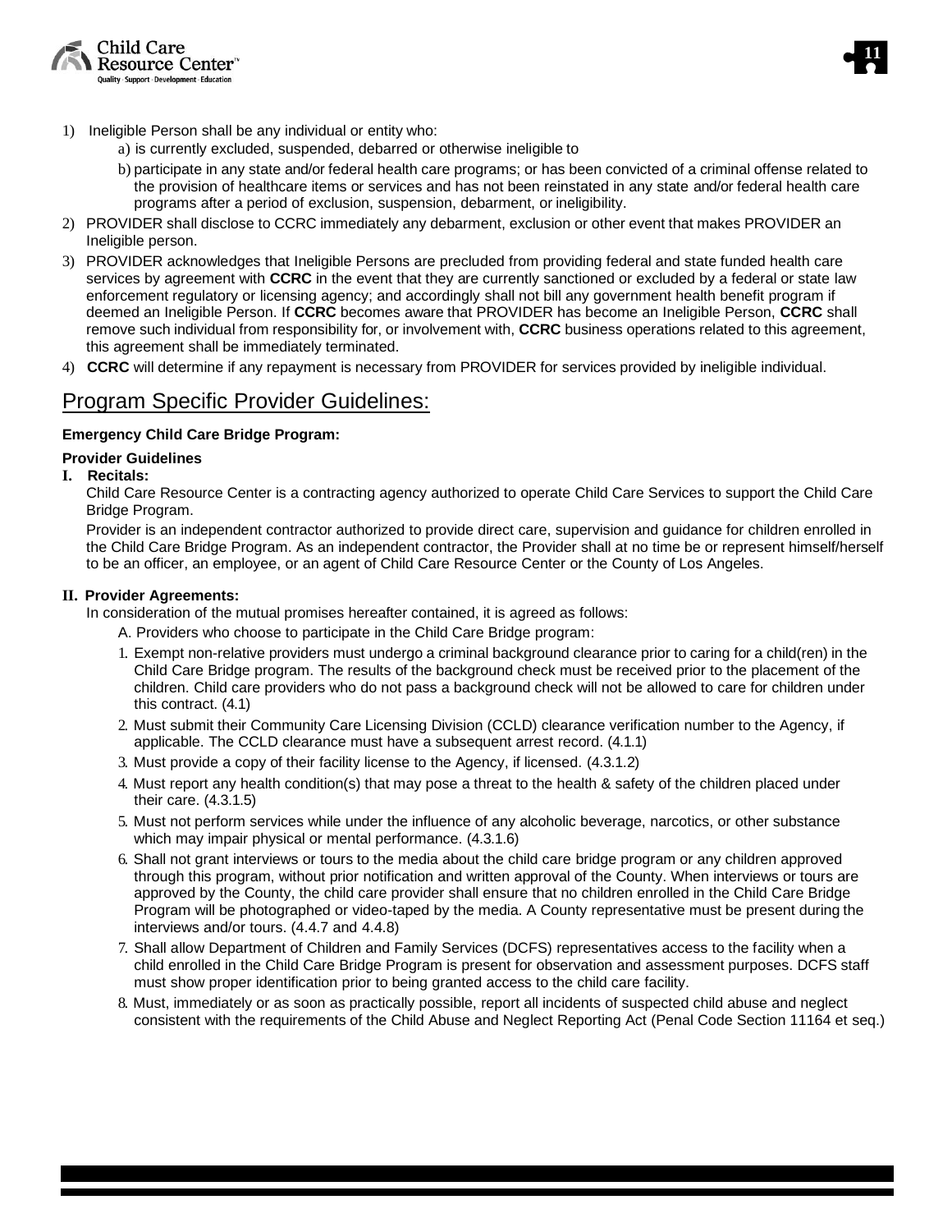1) Ineligible Person shall be any individual or entity who:
   a) is currently excluded, suspended, debarred or otherwise ineligible to
   b) participate in any state and/or federal health care programs; or has been convicted of a criminal offense related to the provision of healthcare items or services and has not been reinstated in any state and/or federal health care programs after a period of exclusion, suspension, debarment, or ineligibility.
2) PROVIDER shall disclose to CCRC immediately any debarment, exclusion or other event that makes PROVIDER an Ineligible person.
3) PROVIDER acknowledges that Ineligible Persons are precluded from providing federal and state funded health care services by agreement with **CCRC** in the event that they are currently sanctioned or excluded by a federal or state law enforcement regulatory or licensing agency; and accordingly shall not bill any government health benefit program if deemed an Ineligible Person. If **CCRC** becomes aware that PROVIDER has become an Ineligible Person, **CCRC** shall remove such individual from responsibility for, or involvement with, **CCRC** business operations related to this agreement, this agreement shall be immediately terminated.
4) **CCRC** will determine if any repayment is necessary from PROVIDER for services provided by ineligible individual.

## Program Specific Provider Guidelines:

**Emergency Child Care Bridge Program:**

**Provider Guidelines**

**I. Recitals:**

Child Care Resource Center is a contracting agency authorized to operate Child Care Services to support the Child Care Bridge Program.

Provider is an independent contractor authorized to provide direct care, supervision and guidance for children enrolled in the Child Care Bridge Program. As an independent contractor, the Provider shall at no time be or represent himself/herself to be an officer, an employee, or an agent of Child Care Resource Center or the County of Los Angeles.

**II. Provider Agreements:**

In consideration of the mutual promises hereafter contained, it is agreed as follows:

A. Providers who choose to participate in the Child Care Bridge program:

1. Exempt non-relative providers must undergo a criminal background clearance prior to caring for a child(ren) in the Child Care Bridge program. The results of the background check must be received prior to the placement of the children. Child care providers who do not pass a background check will not be allowed to care for children under this contract. (4.1)
2. Must submit their Community Care Licensing Division (CCLD) clearance verification number to the Agency, if applicable. The CCLD clearance must have a subsequent arrest record. (4.1.1)
3. Must provide a copy of their facility license to the Agency, if licensed. (4.3.1.2)
4. Must report any health condition(s) that may pose a threat to the health & safety of the children placed under their care. (4.3.1.5)
5. Must not perform services while under the influence of any alcoholic beverage, narcotics, or other substance which may impair physical or mental performance. (4.3.1.6)
6. Shall not grant interviews or tours to the media about the child care bridge program or any children approved through this program, without prior notification and written approval of the County. When interviews or tours are approved by the County, the child care provider shall ensure that no children enrolled in the Child Care Bridge Program will be photographed or video-taped by the media. A County representative must be present during the interviews and/or tours. (4.4.7 and 4.4.8)
7. Shall allow Department of Children and Family Services (DCFS) representatives access to the facility when a child enrolled in the Child Care Bridge Program is present for observation and assessment purposes. DCFS staff must show proper identification prior to being granted access to the child care facility.
8. Must, immediately or as soon as practically possible, report all incidents of suspected child abuse and neglect consistent with the requirements of the Child Abuse and Neglect Reporting Act (Penal Code Section 11164 et seq.)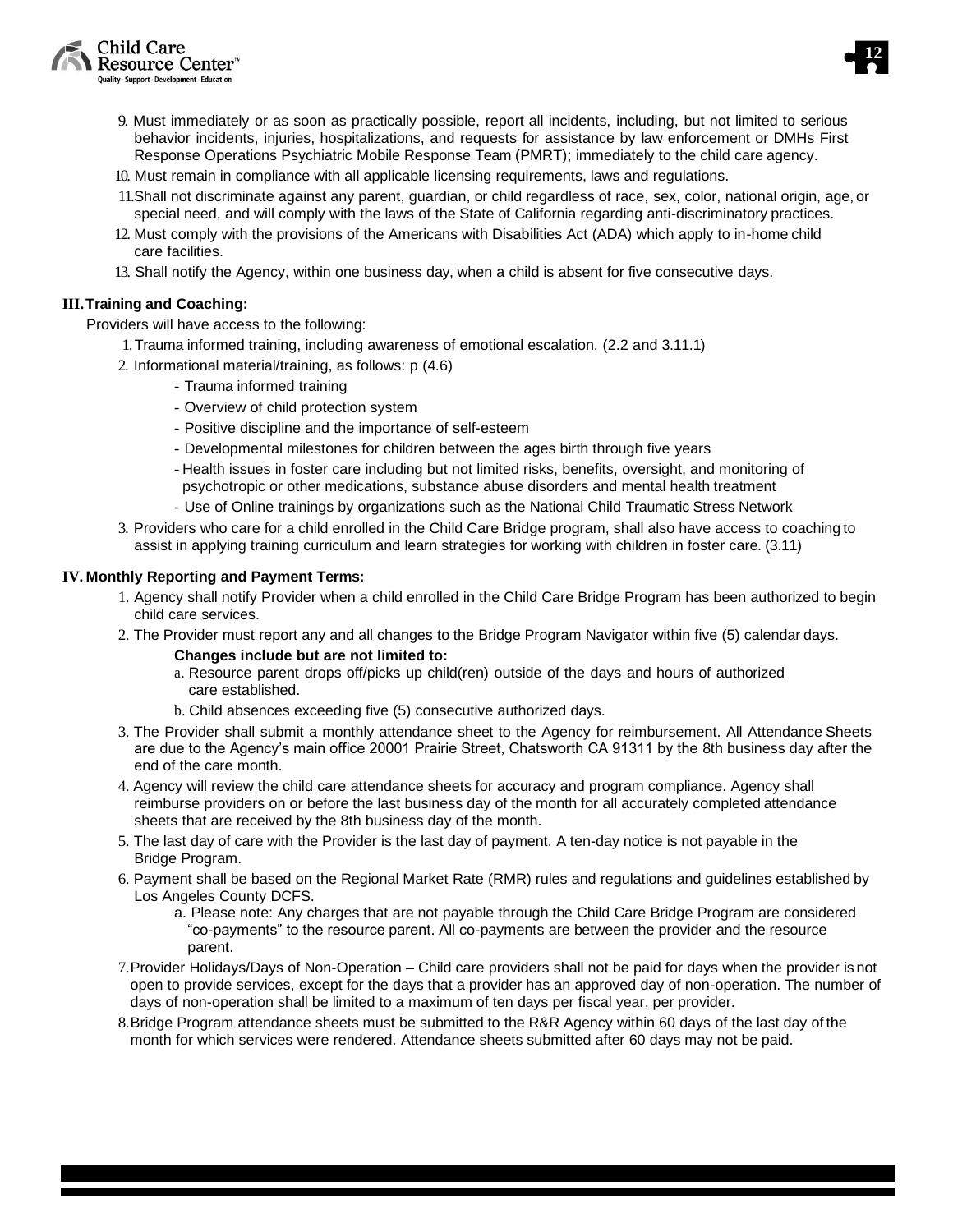9. Must immediately or as soon as practically possible, report all incidents, including, but not limited to serious behavior incidents, injuries, hospitalizations, and requests for assistance by law enforcement or DMHs First Response Operations Psychiatric Mobile Response Team (PMRT); immediately to the child care agency.
10. Must remain in compliance with all applicable licensing requirements, laws and regulations.
11. Shall not discriminate against any parent, guardian, or child regardless of race, sex, color, national origin, age, or special need, and will comply with the laws of the State of California regarding anti-discriminatory practices.
12. Must comply with the provisions of the Americans with Disabilities Act (ADA) which apply to in-home child care facilities.
13. Shall notify the Agency, within one business day, when a child is absent for five consecutive days.

### III. Training and Coaching:

Providers will have access to the following:

1. Trauma informed training, including awareness of emotional escalation. (2.2 and 3.11.1)
2. Informational material/training, as follows: p (4.6)
   - Trauma informed training
   - Overview of child protection system
   - Positive discipline and the importance of self-esteem
   - Developmental milestones for children between the ages birth through five years
   - Health issues in foster care including but not limited risks, benefits, oversight, and monitoring of psychotropic or other medications, substance abuse disorders and mental health treatment
   - Use of Online trainings by organizations such as the National Child Traumatic Stress Network
3. Providers who care for a child enrolled in the Child Care Bridge program, shall also have access to coaching to assist in applying training curriculum and learn strategies for working with children in foster care. (3.11)

### IV. Monthly Reporting and Payment Terms:

1. Agency shall notify Provider when a child enrolled in the Child Care Bridge Program has been authorized to begin child care services.
2. The Provider must report any and all changes to the Bridge Program Navigator within five (5) calendar days.

   **Changes include but are not limited to:**

   a. Resource parent drops off/picks up child(ren) outside of the days and hours of authorized care established.

   b. Child absences exceeding five (5) consecutive authorized days.
3. The Provider shall submit a monthly attendance sheet to the Agency for reimbursement. All Attendance Sheets are due to the Agency's main office 20001 Prairie Street, Chatsworth CA 91311 by the 8th business day after the end of the care month.
4. Agency will review the child care attendance sheets for accuracy and program compliance. Agency shall reimburse providers on or before the last business day of the month for all accurately completed attendance sheets that are received by the 8th business day of the month.
5. The last day of care with the Provider is the last day of payment. A ten-day notice is not payable in the Bridge Program.
6. Payment shall be based on the Regional Market Rate (RMR) rules and regulations and guidelines established by Los Angeles County DCFS.

   a. Please note: Any charges that are not payable through the Child Care Bridge Program are considered "co-payments" to the resource parent. All co-payments are between the provider and the resource parent.
7. Provider Holidays/Days of Non-Operation – Child care providers shall not be paid for days when the provider is not open to provide services, except for the days that a provider has an approved day of non-operation. The number of days of non-operation shall be limited to a maximum of ten days per fiscal year, per provider.
8. Bridge Program attendance sheets must be submitted to the R&R Agency within 60 days of the last day of the month for which services were rendered. Attendance sheets submitted after 60 days may not be paid.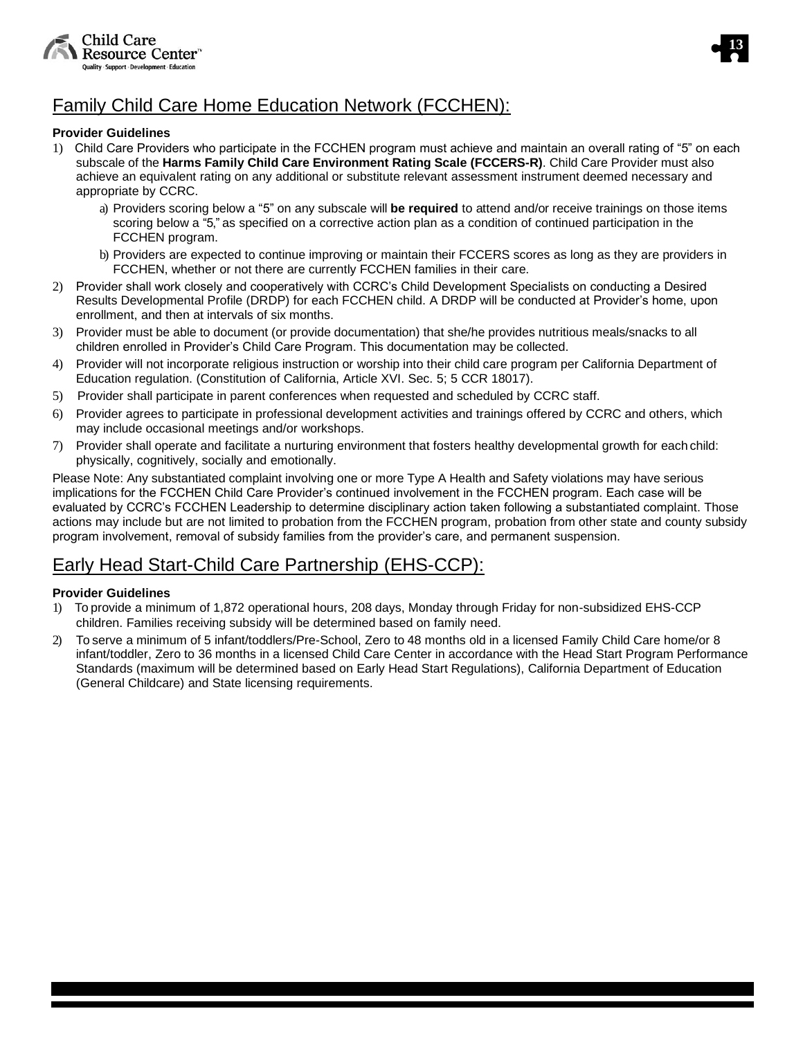## Family Child Care Home Education Network (FCCHEN):

**Provider Guidelines**

1) Child Care Providers who participate in the FCCHEN program must achieve and maintain an overall rating of "5" on each subscale of the **Harms Family Child Care Environment Rating Scale (FCCERS-R)**. Child Care Provider must also achieve an equivalent rating on any additional or substitute relevant assessment instrument deemed necessary and appropriate by CCRC.
   a) Providers scoring below a "5" on any subscale will **be required** to attend and/or receive trainings on those items scoring below a "5," as specified on a corrective action plan as a condition of continued participation in the FCCHEN program.
   b) Providers are expected to continue improving or maintain their FCCERS scores as long as they are providers in FCCHEN, whether or not there are currently FCCHEN families in their care.
2) Provider shall work closely and cooperatively with CCRC's Child Development Specialists on conducting a Desired Results Developmental Profile (DRDP) for each FCCHEN child. A DRDP will be conducted at Provider's home, upon enrollment, and then at intervals of six months.
3) Provider must be able to document (or provide documentation) that she/he provides nutritious meals/snacks to all children enrolled in Provider's Child Care Program. This documentation may be collected.
4) Provider will not incorporate religious instruction or worship into their child care program per California Department of Education regulation. (Constitution of California, Article XVI. Sec. 5; 5 CCR 18017).
5) Provider shall participate in parent conferences when requested and scheduled by CCRC staff.
6) Provider agrees to participate in professional development activities and trainings offered by CCRC and others, which may include occasional meetings and/or workshops.
7) Provider shall operate and facilitate a nurturing environment that fosters healthy developmental growth for each child: physically, cognitively, socially and emotionally.

Please Note: Any substantiated complaint involving one or more Type A Health and Safety violations may have serious implications for the FCCHEN Child Care Provider's continued involvement in the FCCHEN program. Each case will be evaluated by CCRC's FCCHEN Leadership to determine disciplinary action taken following a substantiated complaint. Those actions may include but are not limited to probation from the FCCHEN program, probation from other state and county subsidy program involvement, removal of subsidy families from the provider's care, and permanent suspension.

## Early Head Start-Child Care Partnership (EHS-CCP):

**Provider Guidelines**

1) To provide a minimum of 1,872 operational hours, 208 days, Monday through Friday for non-subsidized EHS-CCP children. Families receiving subsidy will be determined based on family need.
2) To serve a minimum of 5 infant/toddlers/Pre-School, Zero to 48 months old in a licensed Family Child Care home/or 8 infant/toddler, Zero to 36 months in a licensed Child Care Center in accordance with the Head Start Program Performance Standards (maximum will be determined based on Early Head Start Regulations), California Department of Education (General Childcare) and State licensing requirements.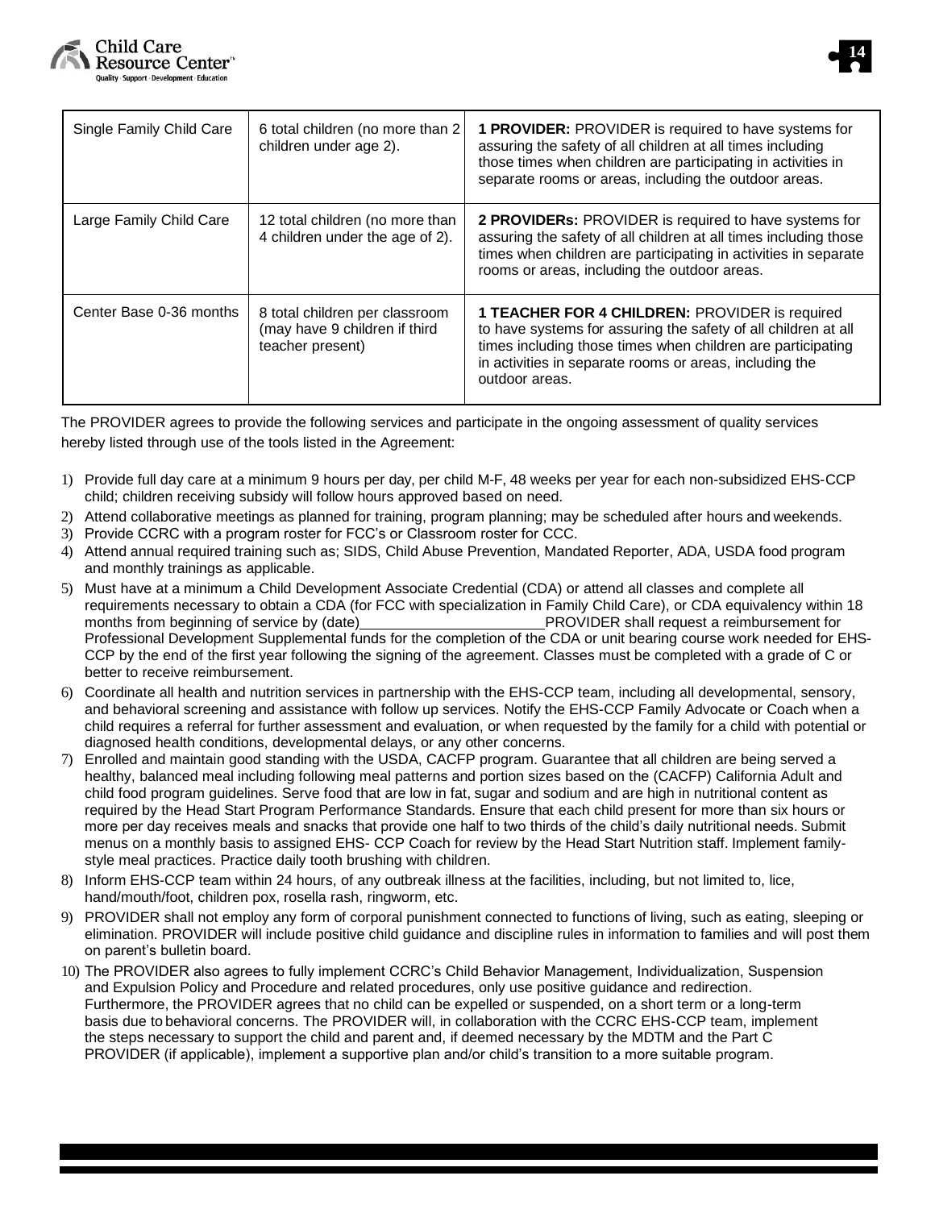| Single Family Child Care | 6 total children (no more than 2 children under age 2). | **1 PROVIDER:** PROVIDER is required to have systems for assuring the safety of all children at all times including those times when children are participating in activities in separate rooms or areas, including the outdoor areas. |
|---|---|---|
| Large Family Child Care | 12 total children (no more than 4 children under the age of 2). | **2 PROVIDERs:** PROVIDER is required to have systems for assuring the safety of all children at all times including those times when children are participating in activities in separate rooms or areas, including the outdoor areas. |
| Center Base 0-36 months | 8 total children per classroom (may have 9 children if third teacher present) | **1 TEACHER FOR 4 CHILDREN:** PROVIDER is required to have systems for assuring the safety of all children at all times including those times when children are participating in activities in separate rooms or areas, including the outdoor areas. |

The PROVIDER agrees to provide the following services and participate in the ongoing assessment of quality services hereby listed through use of the tools listed in the Agreement:

1) Provide full day care at a minimum 9 hours per day, per child M-F, 48 weeks per year for each non-subsidized EHS-CCP child; children receiving subsidy will follow hours approved based on need.
2) Attend collaborative meetings as planned for training, program planning; may be scheduled after hours and weekends.
3) Provide CCRC with a program roster for FCC's or Classroom roster for CCC.
4) Attend annual required training such as; SIDS, Child Abuse Prevention, Mandated Reporter, ADA, USDA food program and monthly trainings as applicable.
5) Must have at a minimum a Child Development Associate Credential (CDA) or attend all classes and complete all requirements necessary to obtain a CDA (for FCC with specialization in Family Child Care), or CDA equivalency within 18 months from beginning of service by (date)\_\_\_\_\_\_\_\_\_\_\_\_\_\_\_\_\_\_\_\_\_\_\_PROVIDER shall request a reimbursement for Professional Development Supplemental funds for the completion of the CDA or unit bearing course work needed for EHS-CCP by the end of the first year following the signing of the agreement. Classes must be completed with a grade of C or better to receive reimbursement.
6) Coordinate all health and nutrition services in partnership with the EHS-CCP team, including all developmental, sensory, and behavioral screening and assistance with follow up services. Notify the EHS-CCP Family Advocate or Coach when a child requires a referral for further assessment and evaluation, or when requested by the family for a child with potential or diagnosed health conditions, developmental delays, or any other concerns.
7) Enrolled and maintain good standing with the USDA, CACFP program. Guarantee that all children are being served a healthy, balanced meal including following meal patterns and portion sizes based on the (CACFP) California Adult and child food program guidelines. Serve food that are low in fat, sugar and sodium and are high in nutritional content as required by the Head Start Program Performance Standards. Ensure that each child present for more than six hours or more per day receives meals and snacks that provide one half to two thirds of the child's daily nutritional needs. Submit menus on a monthly basis to assigned EHS- CCP Coach for review by the Head Start Nutrition staff. Implement family-style meal practices. Practice daily tooth brushing with children.
8) Inform EHS-CCP team within 24 hours, of any outbreak illness at the facilities, including, but not limited to, lice, hand/mouth/foot, children pox, rosella rash, ringworm, etc.
9) PROVIDER shall not employ any form of corporal punishment connected to functions of living, such as eating, sleeping or elimination. PROVIDER will include positive child guidance and discipline rules in information to families and will post them on parent's bulletin board.
10) The PROVIDER also agrees to fully implement CCRC's Child Behavior Management, Individualization, Suspension and Expulsion Policy and Procedure and related procedures, only use positive guidance and redirection. Furthermore, the PROVIDER agrees that no child can be expelled or suspended, on a short term or a long-term basis due to behavioral concerns. The PROVIDER will, in collaboration with the CCRC EHS-CCP team, implement the steps necessary to support the child and parent and, if deemed necessary by the MDTM and the Part C PROVIDER (if applicable), implement a supportive plan and/or child's transition to a more suitable program.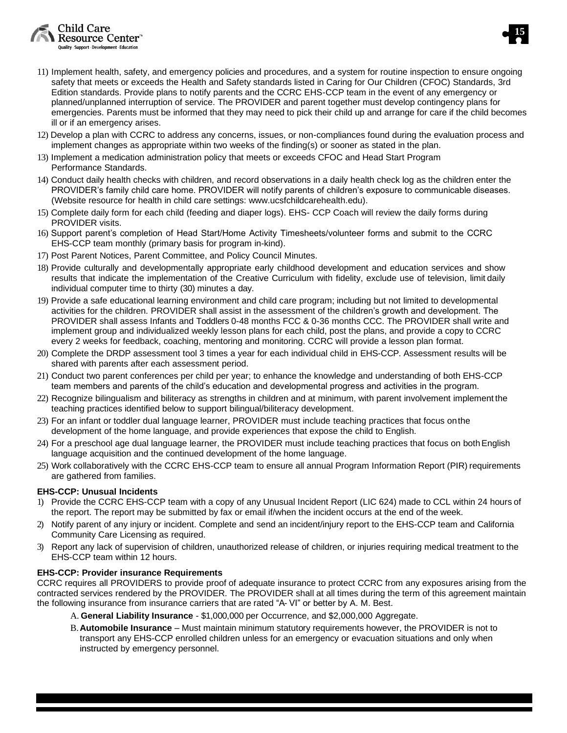11) Implement health, safety, and emergency policies and procedures, and a system for routine inspection to ensure ongoing safety that meets or exceeds the Health and Safety standards listed in Caring for Our Children (CFOC) Standards, 3rd Edition standards. Provide plans to notify parents and the CCRC EHS-CCP team in the event of any emergency or planned/unplanned interruption of service. The PROVIDER and parent together must develop contingency plans for emergencies. Parents must be informed that they may need to pick their child up and arrange for care if the child becomes ill or if an emergency arises.
12) Develop a plan with CCRC to address any concerns, issues, or non-compliances found during the evaluation process and implement changes as appropriate within two weeks of the finding(s) or sooner as stated in the plan.
13) Implement a medication administration policy that meets or exceeds CFOC and Head Start Program Performance Standards.
14) Conduct daily health checks with children, and record observations in a daily health check log as the children enter the PROVIDER's family child care home. PROVIDER will notify parents of children's exposure to communicable diseases. (Website resource for health in child care settings: www.ucsfchildcarehealth.edu).
15) Complete daily form for each child (feeding and diaper logs). EHS- CCP Coach will review the daily forms during PROVIDER visits.
16) Support parent's completion of Head Start/Home Activity Timesheets/volunteer forms and submit to the CCRC EHS-CCP team monthly (primary basis for program in-kind).
17) Post Parent Notices, Parent Committee, and Policy Council Minutes.
18) Provide culturally and developmentally appropriate early childhood development and education services and show results that indicate the implementation of the Creative Curriculum with fidelity, exclude use of television, limit daily individual computer time to thirty (30) minutes a day.
19) Provide a safe educational learning environment and child care program; including but not limited to developmental activities for the children. PROVIDER shall assist in the assessment of the children's growth and development. The PROVIDER shall assess Infants and Toddlers 0-48 months FCC & 0-36 months CCC. The PROVIDER shall write and implement group and individualized weekly lesson plans for each child, post the plans, and provide a copy to CCRC every 2 weeks for feedback, coaching, mentoring and monitoring. CCRC will provide a lesson plan format.
20) Complete the DRDP assessment tool 3 times a year for each individual child in EHS-CCP. Assessment results will be shared with parents after each assessment period.
21) Conduct two parent conferences per child per year; to enhance the knowledge and understanding of both EHS-CCP team members and parents of the child's education and developmental progress and activities in the program.
22) Recognize bilingualism and biliteracy as strengths in children and at minimum, with parent involvement implement the teaching practices identified below to support bilingual/biliteracy development.
23) For an infant or toddler dual language learner, PROVIDER must include teaching practices that focus on the development of the home language, and provide experiences that expose the child to English.
24) For a preschool age dual language learner, the PROVIDER must include teaching practices that focus on both English language acquisition and the continued development of the home language.
25) Work collaboratively with the CCRC EHS-CCP team to ensure all annual Program Information Report (PIR) requirements are gathered from families.

**EHS-CCP: Unusual Incidents**

1) Provide the CCRC EHS-CCP team with a copy of any Unusual Incident Report (LIC 624) made to CCL within 24 hours of the report. The report may be submitted by fax or email if/when the incident occurs at the end of the week.
2) Notify parent of any injury or incident. Complete and send an incident/injury report to the EHS-CCP team and California Community Care Licensing as required.
3) Report any lack of supervision of children, unauthorized release of children, or injuries requiring medical treatment to the EHS-CCP team within 12 hours.

**EHS-CCP: Provider insurance Requirements**

CCRC requires all PROVIDERS to provide proof of adequate insurance to protect CCRC from any exposures arising from the contracted services rendered by the PROVIDER. The PROVIDER shall at all times during the term of this agreement maintain the following insurance from insurance carriers that are rated "A- VI" or better by A. M. Best.

A. **General Liability Insurance** - $1,000,000 per Occurrence, and $2,000,000 Aggregate.

B. **Automobile Insurance** – Must maintain minimum statutory requirements however, the PROVIDER is not to transport any EHS-CCP enrolled children unless for an emergency or evacuation situations and only when instructed by emergency personnel.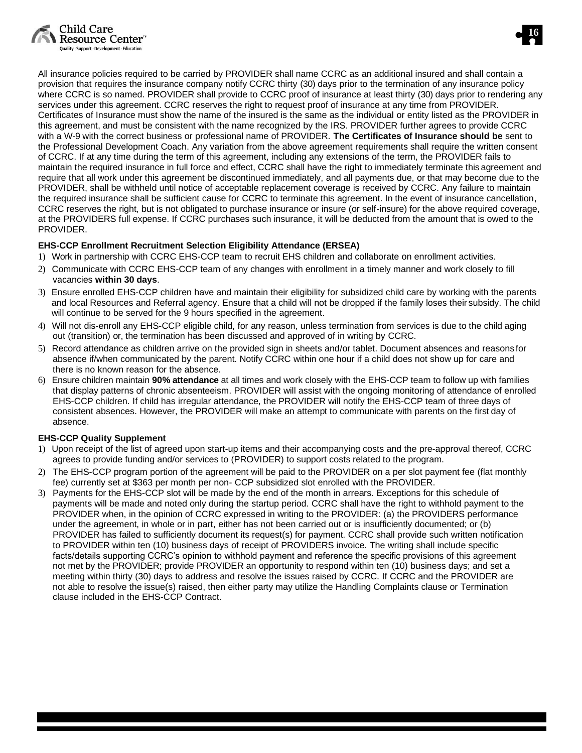All insurance policies required to be carried by PROVIDER shall name CCRC as an additional insured and shall contain a provision that requires the insurance company notify CCRC thirty (30) days prior to the termination of any insurance policy where CCRC is so named. PROVIDER shall provide to CCRC proof of insurance at least thirty (30) days prior to rendering any services under this agreement. CCRC reserves the right to request proof of insurance at any time from PROVIDER. Certificates of Insurance must show the name of the insured is the same as the individual or entity listed as the PROVIDER in this agreement, and must be consistent with the name recognized by the IRS. PROVIDER further agrees to provide CCRC with a W-9 with the correct business or professional name of PROVIDER. **The Certificates of Insurance should be** sent to the Professional Development Coach. Any variation from the above agreement requirements shall require the written consent of CCRC. If at any time during the term of this agreement, including any extensions of the term, the PROVIDER fails to maintain the required insurance in full force and effect, CCRC shall have the right to immediately terminate this agreement and require that all work under this agreement be discontinued immediately, and all payments due, or that may become due to the PROVIDER, shall be withheld until notice of acceptable replacement coverage is received by CCRC. Any failure to maintain the required insurance shall be sufficient cause for CCRC to terminate this agreement. In the event of insurance cancellation, CCRC reserves the right, but is not obligated to purchase insurance or insure (or self-insure) for the above required coverage, at the PROVIDERS full expense. If CCRC purchases such insurance, it will be deducted from the amount that is owed to the PROVIDER.

**EHS-CCP Enrollment Recruitment Selection Eligibility Attendance (ERSEA)**

1) Work in partnership with CCRC EHS-CCP team to recruit EHS children and collaborate on enrollment activities.
2) Communicate with CCRC EHS-CCP team of any changes with enrollment in a timely manner and work closely to fill vacancies **within 30 days**.
3) Ensure enrolled EHS-CCP children have and maintain their eligibility for subsidized child care by working with the parents and local Resources and Referral agency. Ensure that a child will not be dropped if the family loses their subsidy. The child will continue to be served for the 9 hours specified in the agreement.
4) Will not dis-enroll any EHS-CCP eligible child, for any reason, unless termination from services is due to the child aging out (transition) or, the termination has been discussed and approved of in writing by CCRC.
5) Record attendance as children arrive on the provided sign in sheets and/or tablet. Document absences and reasons for absence if/when communicated by the parent. Notify CCRC within one hour if a child does not show up for care and there is no known reason for the absence.
6) Ensure children maintain **90% attendance** at all times and work closely with the EHS-CCP team to follow up with families that display patterns of chronic absenteeism. PROVIDER will assist with the ongoing monitoring of attendance of enrolled EHS-CCP children. If child has irregular attendance, the PROVIDER will notify the EHS-CCP team of three days of consistent absences. However, the PROVIDER will make an attempt to communicate with parents on the first day of absence.

**EHS-CCP Quality Supplement**

1) Upon receipt of the list of agreed upon start-up items and their accompanying costs and the pre-approval thereof, CCRC agrees to provide funding and/or services to (PROVIDER) to support costs related to the program.
2) The EHS-CCP program portion of the agreement will be paid to the PROVIDER on a per slot payment fee (flat monthly fee) currently set at $363 per month per non- CCP subsidized slot enrolled with the PROVIDER.
3) Payments for the EHS-CCP slot will be made by the end of the month in arrears. Exceptions for this schedule of payments will be made and noted only during the startup period. CCRC shall have the right to withhold payment to the PROVIDER when, in the opinion of CCRC expressed in writing to the PROVIDER: (a) the PROVIDERS performance under the agreement, in whole or in part, either has not been carried out or is insufficiently documented; or (b) PROVIDER has failed to sufficiently document its request(s) for payment. CCRC shall provide such written notification to PROVIDER within ten (10) business days of receipt of PROVIDERS invoice. The writing shall include specific facts/details supporting CCRC's opinion to withhold payment and reference the specific provisions of this agreement not met by the PROVIDER; provide PROVIDER an opportunity to respond within ten (10) business days; and set a meeting within thirty (30) days to address and resolve the issues raised by CCRC. If CCRC and the PROVIDER are not able to resolve the issue(s) raised, then either party may utilize the Handling Complaints clause or Termination clause included in the EHS-CCP Contract.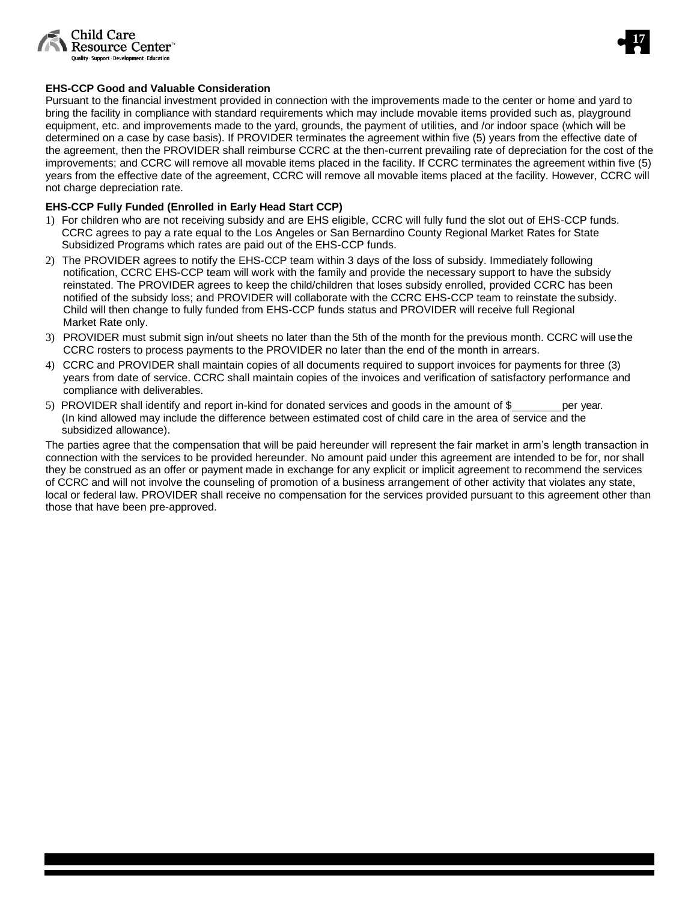**EHS-CCP Good and Valuable Consideration**

Pursuant to the financial investment provided in connection with the improvements made to the center or home and yard to bring the facility in compliance with standard requirements which may include movable items provided such as, playground equipment, etc. and improvements made to the yard, grounds, the payment of utilities, and /or indoor space (which will be determined on a case by case basis). If PROVIDER terminates the agreement within five (5) years from the effective date of the agreement, then the PROVIDER shall reimburse CCRC at the then-current prevailing rate of depreciation for the cost of the improvements; and CCRC will remove all movable items placed in the facility. If CCRC terminates the agreement within five (5) years from the effective date of the agreement, CCRC will remove all movable items placed at the facility. However, CCRC will not charge depreciation rate.

**EHS-CCP Fully Funded (Enrolled in Early Head Start CCP)**

1) For children who are not receiving subsidy and are EHS eligible, CCRC will fully fund the slot out of EHS-CCP funds. CCRC agrees to pay a rate equal to the Los Angeles or San Bernardino County Regional Market Rates for State Subsidized Programs which rates are paid out of the EHS-CCP funds.
2) The PROVIDER agrees to notify the EHS-CCP team within 3 days of the loss of subsidy. Immediately following notification, CCRC EHS-CCP team will work with the family and provide the necessary support to have the subsidy reinstated. The PROVIDER agrees to keep the child/children that loses subsidy enrolled, provided CCRC has been notified of the subsidy loss; and PROVIDER will collaborate with the CCRC EHS-CCP team to reinstate the subsidy. Child will then change to fully funded from EHS-CCP funds status and PROVIDER will receive full Regional Market Rate only.
3) PROVIDER must submit sign in/out sheets no later than the 5th of the month for the previous month. CCRC will use the CCRC rosters to process payments to the PROVIDER no later than the end of the month in arrears.
4) CCRC and PROVIDER shall maintain copies of all documents required to support invoices for payments for three (3) years from date of service. CCRC shall maintain copies of the invoices and verification of satisfactory performance and compliance with deliverables.
5) PROVIDER shall identify and report in-kind for donated services and goods in the amount of $________ per year. (In kind allowed may include the difference between estimated cost of child care in the area of service and the subsidized allowance).

The parties agree that the compensation that will be paid hereunder will represent the fair market in arm's length transaction in connection with the services to be provided hereunder. No amount paid under this agreement are intended to be for, nor shall they be construed as an offer or payment made in exchange for any explicit or implicit agreement to recommend the services of CCRC and will not involve the counseling of promotion of a business arrangement of other activity that violates any state, local or federal law. PROVIDER shall receive no compensation for the services provided pursuant to this agreement other than those that have been pre-approved.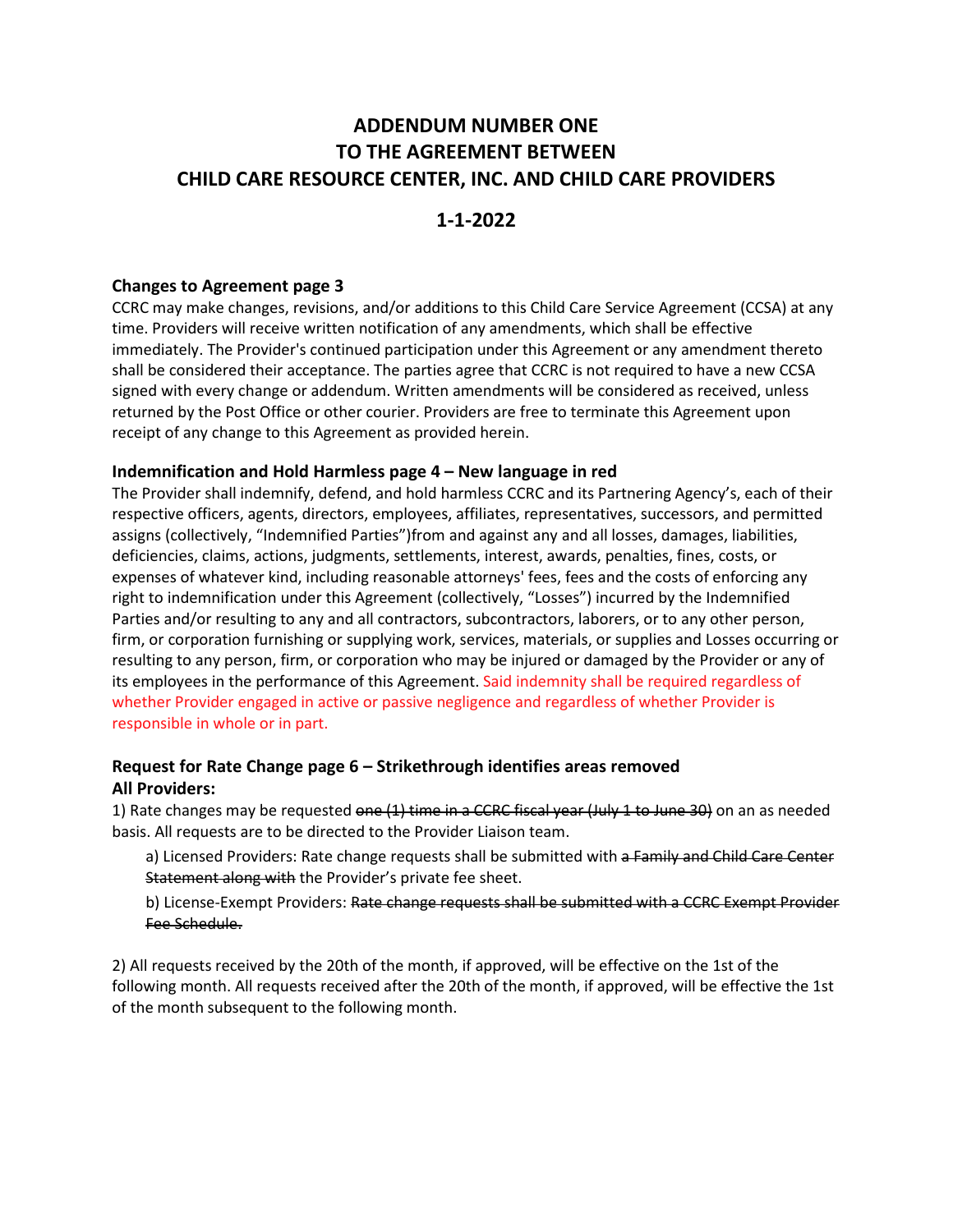# ADDENDUM NUMBER ONE
# TO THE AGREEMENT BETWEEN
# CHILD CARE RESOURCE CENTER, INC. AND CHILD CARE PROVIDERS

## 1-1-2022

### Changes to Agreement page 3

CCRC may make changes, revisions, and/or additions to this Child Care Service Agreement (CCSA) at any time. Providers will receive written notification of any amendments, which shall be effective immediately. The Provider's continued participation under this Agreement or any amendment thereto shall be considered their acceptance. The parties agree that CCRC is not required to have a new CCSA signed with every change or addendum. Written amendments will be considered as received, unless returned by the Post Office or other courier. Providers are free to terminate this Agreement upon receipt of any change to this Agreement as provided herein.

### Indemnification and Hold Harmless page 4 – New language in red

The Provider shall indemnify, defend, and hold harmless CCRC and its Partnering Agency's, each of their respective officers, agents, directors, employees, affiliates, representatives, successors, and permitted assigns (collectively, "Indemnified Parties")from and against any and all losses, damages, liabilities, deficiencies, claims, actions, judgments, settlements, interest, awards, penalties, fines, costs, or expenses of whatever kind, including reasonable attorneys' fees, fees and the costs of enforcing any right to indemnification under this Agreement (collectively, "Losses") incurred by the Indemnified Parties and/or resulting to any and all contractors, subcontractors, laborers, or to any other person, firm, or corporation furnishing or supplying work, services, materials, or supplies and Losses occurring or resulting to any person, firm, or corporation who may be injured or damaged by the Provider or any of its employees in the performance of this Agreement. Said indemnity shall be required regardless of whether Provider engaged in active or passive negligence and regardless of whether Provider is responsible in whole or in part.

### Request for Rate Change page 6 – Strikethrough identifies areas removed
### All Providers:

1) Rate changes may be requested ~~one (1) time in a CCRC fiscal year (July 1 to June 30)~~ on an as needed basis. All requests are to be directed to the Provider Liaison team.

   a) Licensed Providers: Rate change requests shall be submitted with ~~a Family and Child Care Center Statement along with~~ the Provider's private fee sheet.

   b) License-Exempt Providers: ~~Rate change requests shall be submitted with a CCRC Exempt Provider Fee Schedule.~~

2) All requests received by the 20th of the month, if approved, will be effective on the 1st of the following month. All requests received after the 20th of the month, if approved, will be effective the 1st of the month subsequent to the following month.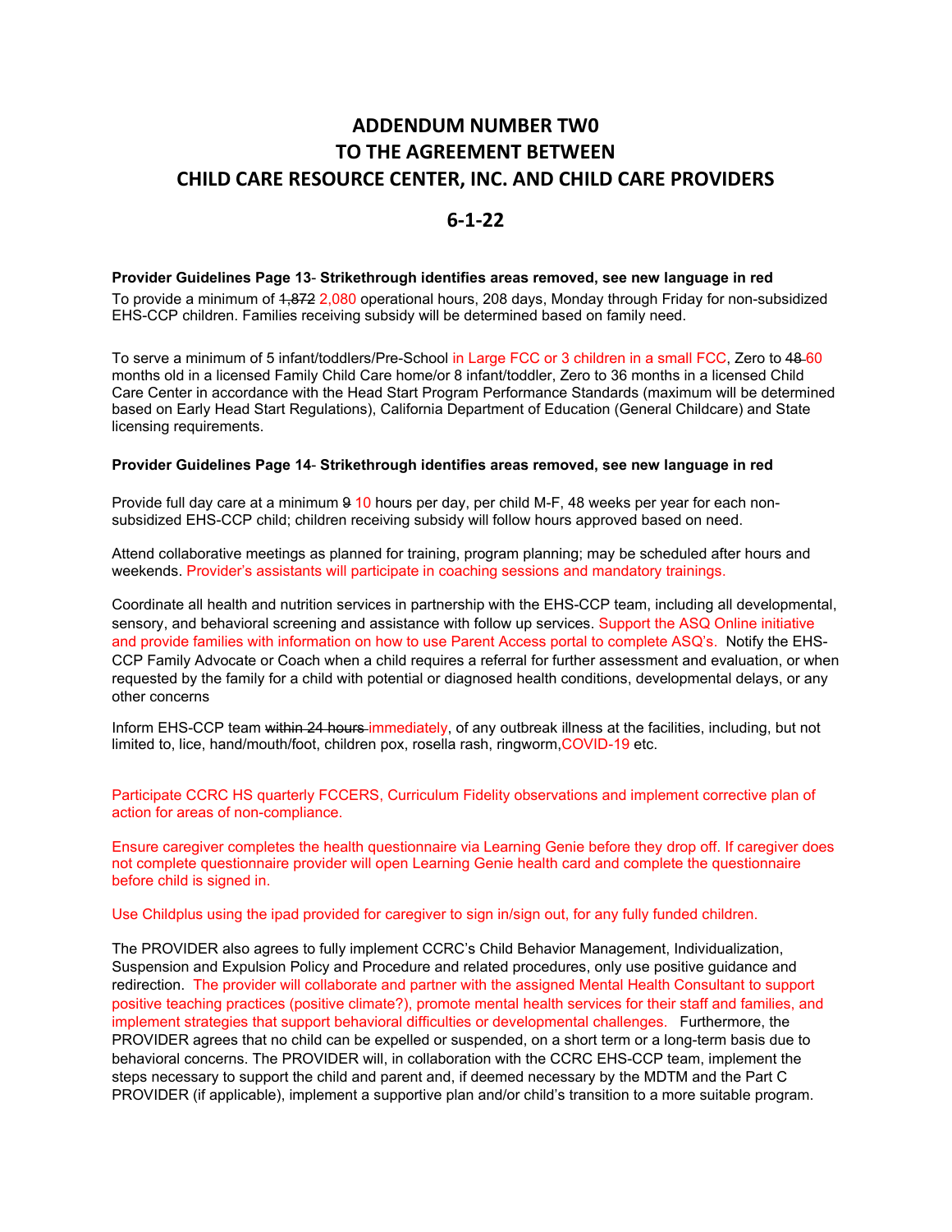# ADDENDUM NUMBER TW0 TO THE AGREEMENT BETWEEN CHILD CARE RESOURCE CENTER, INC. AND CHILD CARE PROVIDERS

## 6-1-22

**Provider Guidelines Page 13- Strikethrough identifies areas removed, see new language in red**

To provide a minimum of ~~1,872~~ 2,080 operational hours, 208 days, Monday through Friday for non-subsidized EHS-CCP children. Families receiving subsidy will be determined based on family need.

To serve a minimum of 5 infant/toddlers/Pre-School in Large FCC or 3 children in a small FCC, Zero to ~~48~~ 60 months old in a licensed Family Child Care home/or 8 infant/toddler, Zero to 36 months in a licensed Child Care Center in accordance with the Head Start Program Performance Standards (maximum will be determined based on Early Head Start Regulations), California Department of Education (General Childcare) and State licensing requirements.

**Provider Guidelines Page 14- Strikethrough identifies areas removed, see new language in red**

Provide full day care at a minimum ~~9~~ 10 hours per day, per child M-F, 48 weeks per year for each non-subsidized EHS-CCP child; children receiving subsidy will follow hours approved based on need.

Attend collaborative meetings as planned for training, program planning; may be scheduled after hours and weekends. Provider's assistants will participate in coaching sessions and mandatory trainings.

Coordinate all health and nutrition services in partnership with the EHS-CCP team, including all developmental, sensory, and behavioral screening and assistance with follow up services. Support the ASQ Online initiative and provide families with information on how to use Parent Access portal to complete ASQ's. Notify the EHS-CCP Family Advocate or Coach when a child requires a referral for further assessment and evaluation, or when requested by the family for a child with potential or diagnosed health conditions, developmental delays, or any other concerns

Inform EHS-CCP team ~~within 24 hours~~ immediately, of any outbreak illness at the facilities, including, but not limited to, lice, hand/mouth/foot, children pox, rosella rash, ringworm,COVID-19 etc.

Participate CCRC HS quarterly FCCERS, Curriculum Fidelity observations and implement corrective plan of action for areas of non-compliance.

Ensure caregiver completes the health questionnaire via Learning Genie before they drop off. If caregiver does not complete questionnaire provider will open Learning Genie health card and complete the questionnaire before child is signed in.

Use Childplus using the ipad provided for caregiver to sign in/sign out, for any fully funded children.

The PROVIDER also agrees to fully implement CCRC's Child Behavior Management, Individualization, Suspension and Expulsion Policy and Procedure and related procedures, only use positive guidance and redirection. The provider will collaborate and partner with the assigned Mental Health Consultant to support positive teaching practices (positive climate?), promote mental health services for their staff and families, and implement strategies that support behavioral difficulties or developmental challenges. Furthermore, the PROVIDER agrees that no child can be expelled or suspended, on a short term or a long-term basis due to behavioral concerns. The PROVIDER will, in collaboration with the CCRC EHS-CCP team, implement the steps necessary to support the child and parent and, if deemed necessary by the MDTM and the Part C PROVIDER (if applicable), implement a supportive plan and/or child's transition to a more suitable program.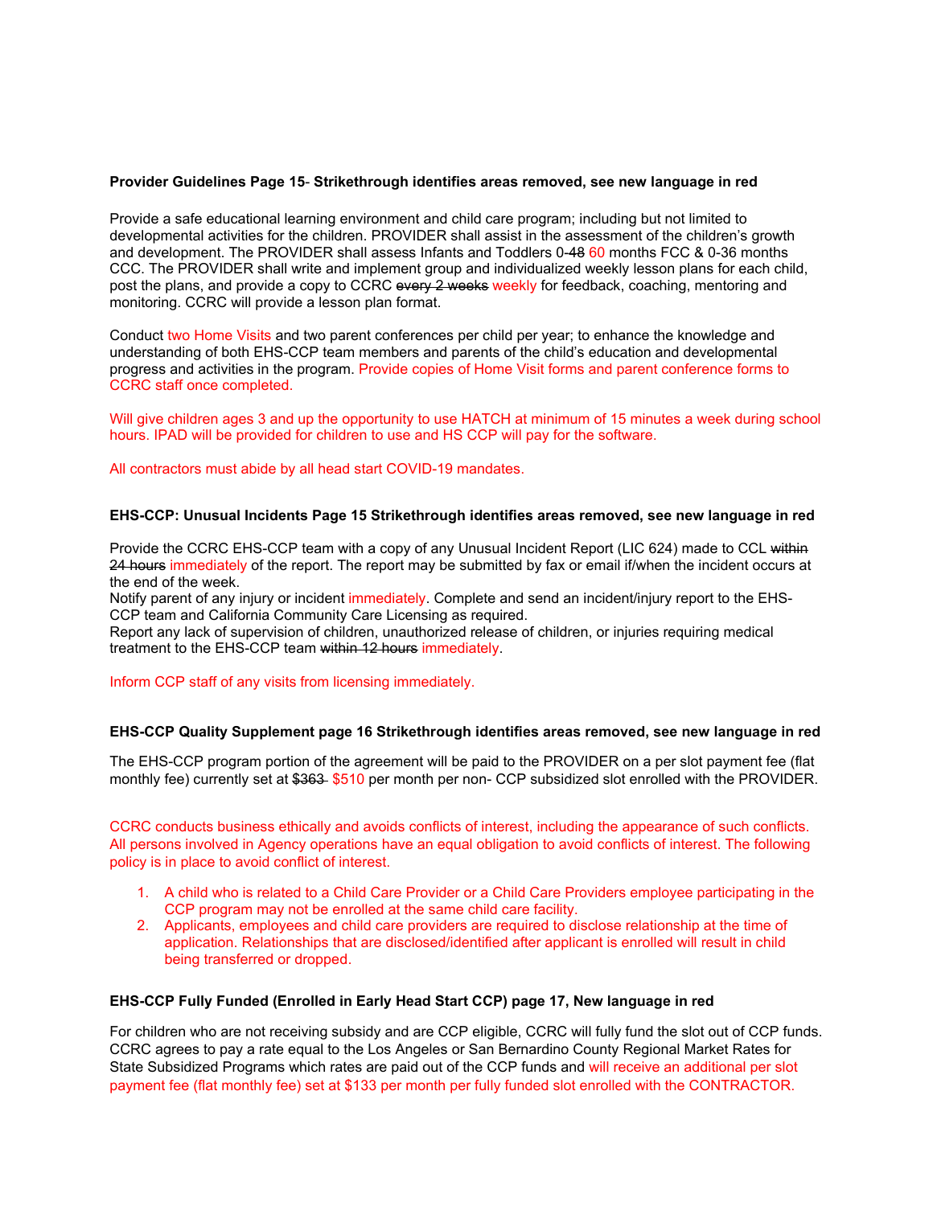**Provider Guidelines Page 15- Strikethrough identifies areas removed, see new language in red**

Provide a safe educational learning environment and child care program; including but not limited to developmental activities for the children. PROVIDER shall assist in the assessment of the children's growth and development. The PROVIDER shall assess Infants and Toddlers 0-~~48~~ 60 months FCC & 0-36 months CCC. The PROVIDER shall write and implement group and individualized weekly lesson plans for each child, post the plans, and provide a copy to CCRC ~~every 2 weeks~~ weekly for feedback, coaching, mentoring and monitoring. CCRC will provide a lesson plan format.

Conduct two Home Visits and two parent conferences per child per year; to enhance the knowledge and understanding of both EHS-CCP team members and parents of the child's education and developmental progress and activities in the program. Provide copies of Home Visit forms and parent conference forms to CCRC staff once completed.

Will give children ages 3 and up the opportunity to use HATCH at minimum of 15 minutes a week during school hours. IPAD will be provided for children to use and HS CCP will pay for the software.

All contractors must abide by all head start COVID-19 mandates.

**EHS-CCP: Unusual Incidents Page 15 Strikethrough identifies areas removed, see new language in red**

Provide the CCRC EHS-CCP team with a copy of any Unusual Incident Report (LIC 624) made to CCL ~~within 24 hours~~ immediately of the report. The report may be submitted by fax or email if/when the incident occurs at the end of the week.

Notify parent of any injury or incident immediately. Complete and send an incident/injury report to the EHS-CCP team and California Community Care Licensing as required.

Report any lack of supervision of children, unauthorized release of children, or injuries requiring medical treatment to the EHS-CCP team ~~within 12 hours~~ immediately.

Inform CCP staff of any visits from licensing immediately.

**EHS-CCP Quality Supplement page 16 Strikethrough identifies areas removed, see new language in red**

The EHS-CCP program portion of the agreement will be paid to the PROVIDER on a per slot payment fee (flat monthly fee) currently set at ~~$363~~ $510 per month per non- CCP subsidized slot enrolled with the PROVIDER.

CCRC conducts business ethically and avoids conflicts of interest, including the appearance of such conflicts. All persons involved in Agency operations have an equal obligation to avoid conflicts of interest. The following policy is in place to avoid conflict of interest.

1. A child who is related to a Child Care Provider or a Child Care Providers employee participating in the CCP program may not be enrolled at the same child care facility.
2. Applicants, employees and child care providers are required to disclose relationship at the time of application. Relationships that are disclosed/identified after applicant is enrolled will result in child being transferred or dropped.

**EHS-CCP Fully Funded (Enrolled in Early Head Start CCP) page 17, New language in red**

For children who are not receiving subsidy and are CCP eligible, CCRC will fully fund the slot out of CCP funds. CCRC agrees to pay a rate equal to the Los Angeles or San Bernardino County Regional Market Rates for State Subsidized Programs which rates are paid out of the CCP funds and will receive an additional per slot payment fee (flat monthly fee) set at $133 per month per fully funded slot enrolled with the CONTRACTOR.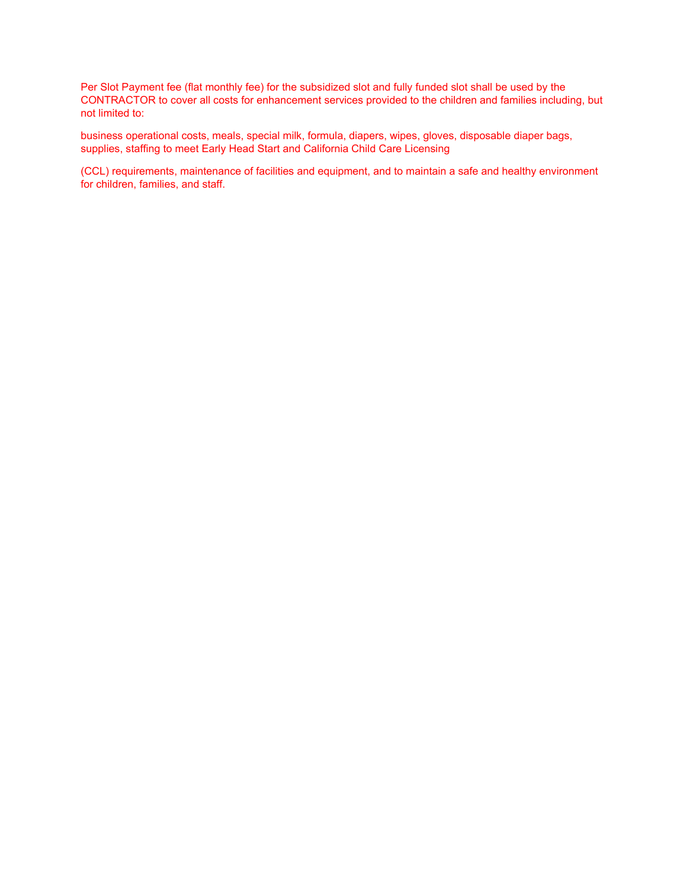Per Slot Payment fee (flat monthly fee) for the subsidized slot and fully funded slot shall be used by the CONTRACTOR to cover all costs for enhancement services provided to the children and families including, but not limited to:

business operational costs, meals, special milk, formula, diapers, wipes, gloves, disposable diaper bags, supplies, staffing to meet Early Head Start and California Child Care Licensing

(CCL) requirements, maintenance of facilities and equipment, and to maintain a safe and healthy environment for children, families, and staff.